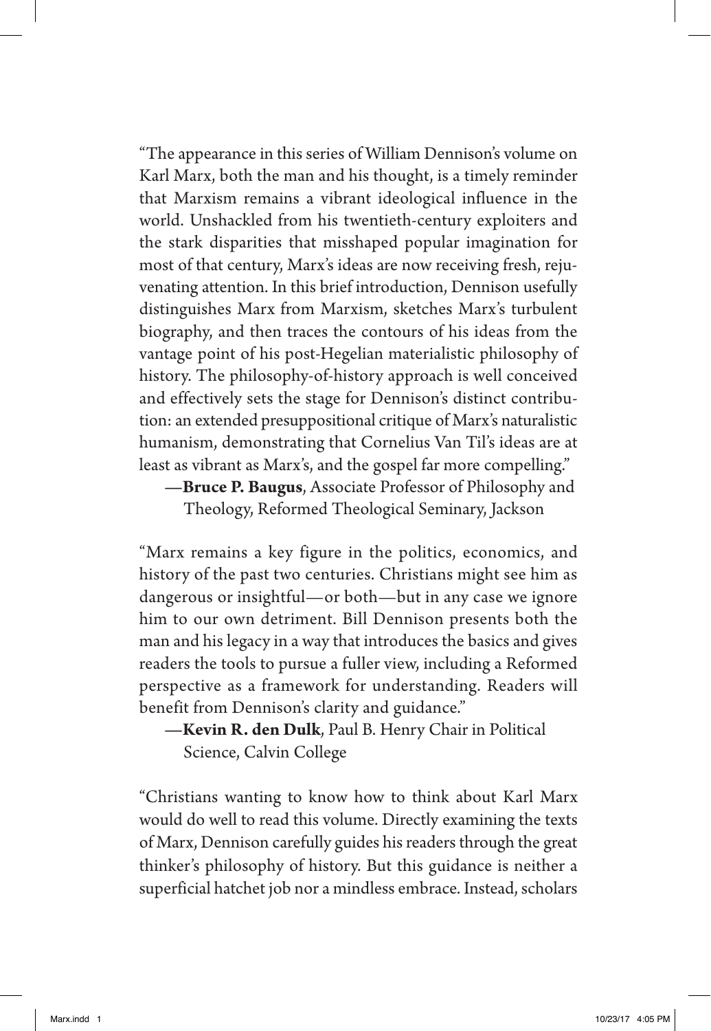"The appearance in this series of William Dennison's volume on Karl Marx, both the man and his thought, is a timely reminder that Marxism remains a vibrant ideological influence in the world. Unshackled from his twentieth-century exploiters and the stark disparities that misshaped popular imagination for most of that century, Marx's ideas are now receiving fresh, rejuvenating attention. In this brief introduction, Dennison usefully distinguishes Marx from Marxism, sketches Marx's turbulent biography, and then traces the contours of his ideas from the vantage point of his post-Hegelian materialistic philosophy of history. The philosophy-of-history approach is well conceived and effectively sets the stage for Dennison's distinct contribution: an extended presuppositional critique of Marx's naturalistic humanism, demonstrating that Cornelius Van Til's ideas are at least as vibrant as Marx's, and the gospel far more compelling."

—**Bruce P. Baugus**, Associate Professor of Philosophy and Theology, Reformed Theological Seminary, Jackson

"Marx remains a key figure in the politics, economics, and history of the past two centuries. Christians might see him as dangerous or insightful—or both—but in any case we ignore him to our own detriment. Bill Dennison presents both the man and his legacy in a way that introduces the basics and gives readers the tools to pursue a fuller view, including a Reformed perspective as a framework for understanding. Readers will benefit from Dennison's clarity and guidance."

—**Kevin R. den Dulk**, Paul B. Henry Chair in Political Science, Calvin College

"Christians wanting to know how to think about Karl Marx would do well to read this volume. Directly examining the texts of Marx, Dennison carefully guides his readers through the great thinker's philosophy of history. But this guidance is neither a superficial hatchet job nor a mindless embrace. Instead, scholars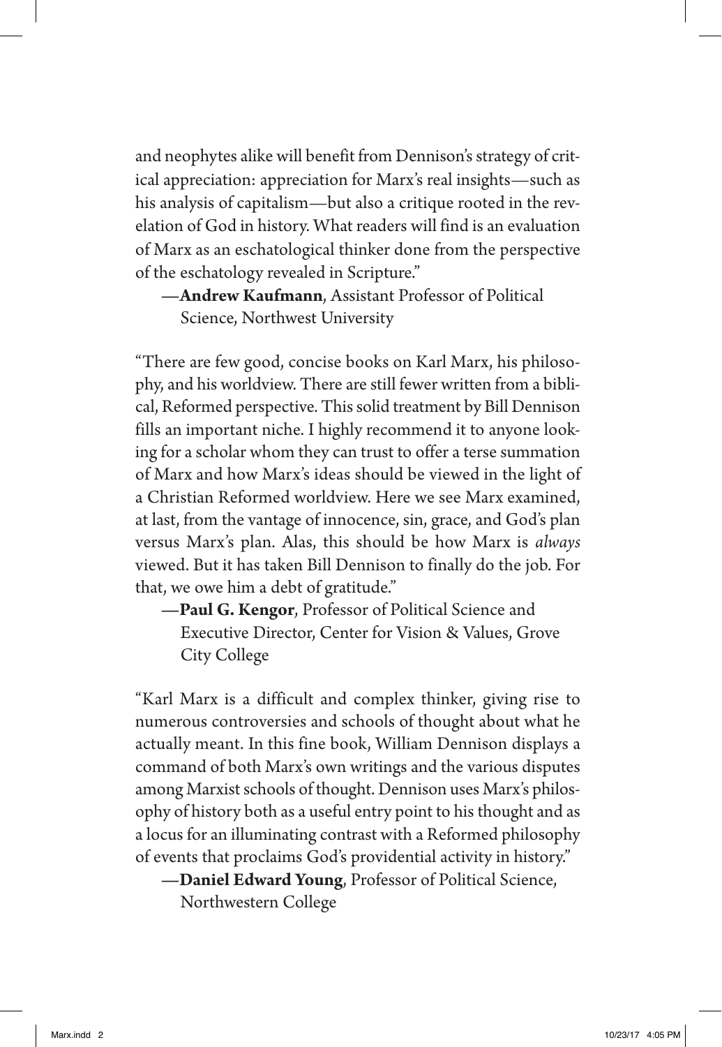and neophytes alike will benefit from Dennison's strategy of critical appreciation: appreciation for Marx's real insights—such as his analysis of capitalism—but also a critique rooted in the revelation of God in history. What readers will find is an evaluation of Marx as an eschatological thinker done from the perspective of the eschatology revealed in Scripture."

—**Andrew Kaufmann**, Assistant Professor of Political Science, Northwest University

"There are few good, concise books on Karl Marx, his philosophy, and his worldview. There are still fewer written from a biblical, Reformed perspective. This solid treatment by Bill Dennison fills an important niche. I highly recommend it to anyone looking for a scholar whom they can trust to offer a terse summation of Marx and how Marx's ideas should be viewed in the light of a Christian Reformed worldview. Here we see Marx examined, at last, from the vantage of innocence, sin, grace, and God's plan versus Marx's plan. Alas, this should be how Marx is *always* viewed. But it has taken Bill Dennison to finally do the job. For that, we owe him a debt of gratitude."

—**Paul G. Kengor**, Professor of Political Science and Executive Director, Center for Vision & Values, Grove City College

"Karl Marx is a difficult and complex thinker, giving rise to numerous controversies and schools of thought about what he actually meant. In this fine book, William Dennison displays a command of both Marx's own writings and the various disputes among Marxist schools of thought. Dennison uses Marx's philosophy of history both as a useful entry point to his thought and as a locus for an illuminating contrast with a Reformed philosophy of events that proclaims God's providential activity in history."

—**Daniel Edward Young**, Professor of Political Science, Northwestern College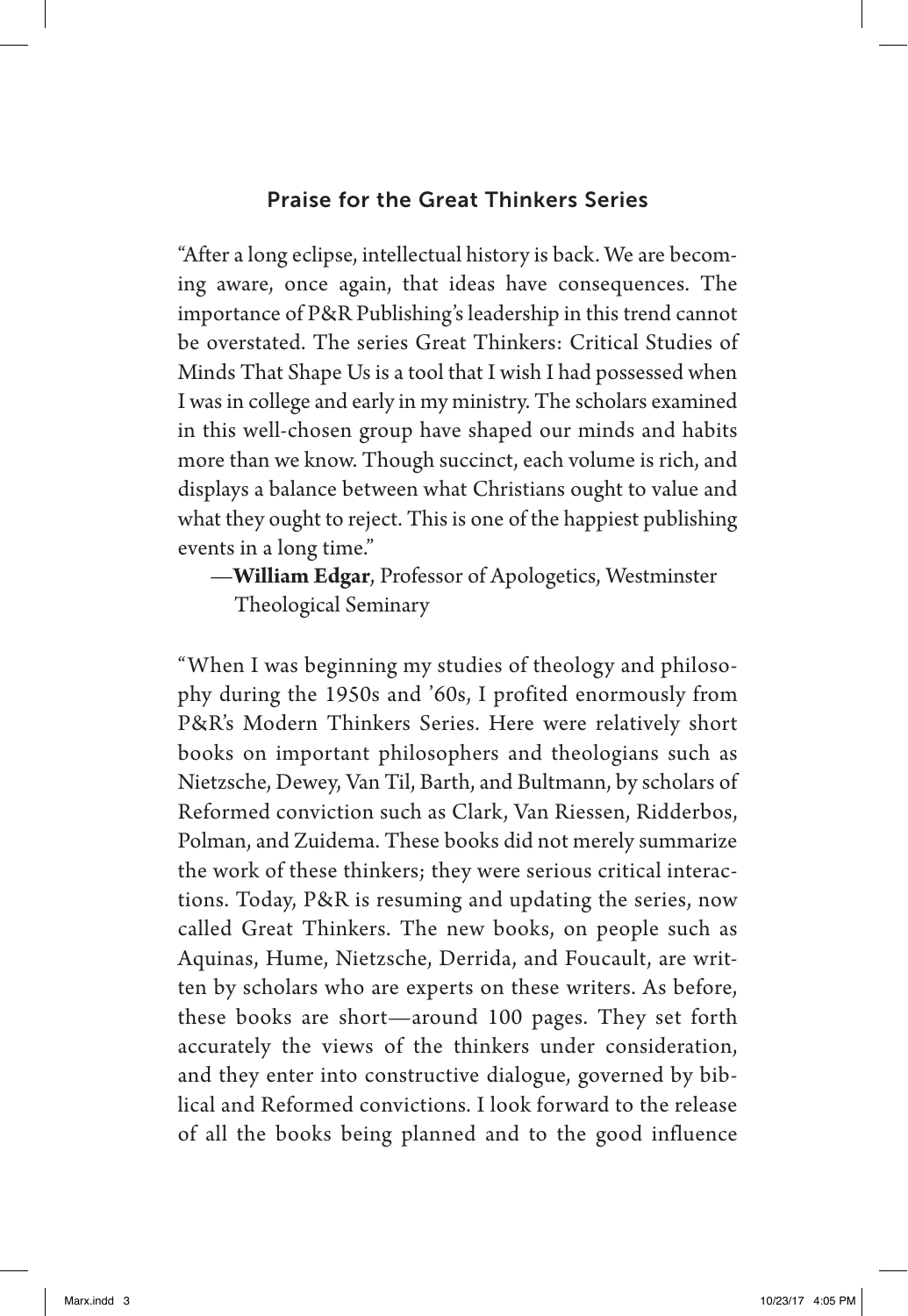## Praise for the Great Thinkers Series

"After a long eclipse, intellectual history is back. We are becoming aware, once again, that ideas have consequences. The importance of P&R Publishing's leadership in this trend cannot be overstated. The series Great Thinkers: Critical Studies of Minds That Shape Us is a tool that I wish I had possessed when I was in college and early in my ministry. The scholars examined in this well-chosen group have shaped our minds and habits more than we know. Though succinct, each volume is rich, and displays a balance between what Christians ought to value and what they ought to reject. This is one of the happiest publishing events in a long time."

—**William Edgar**, Professor of Apologetics, Westminster Theological Seminary

"When I was beginning my studies of theology and philosophy during the 1950s and '60s, I profited enormously from P&R's Modern Thinkers Series. Here were relatively short books on important philosophers and theologians such as Nietzsche, Dewey, Van Til, Barth, and Bultmann, by scholars of Reformed conviction such as Clark, Van Riessen, Ridderbos, Polman, and Zuidema. These books did not merely summarize the work of these thinkers; they were serious critical interactions. Today, P&R is resuming and updating the series, now called Great Thinkers. The new books, on people such as Aquinas, Hume, Nietzsche, Derrida, and Foucault, are written by scholars who are experts on these writers. As before, these books are short—around 100 pages. They set forth accurately the views of the thinkers under consideration, and they enter into constructive dialogue, governed by biblical and Reformed convictions. I look forward to the release of all the books being planned and to the good influence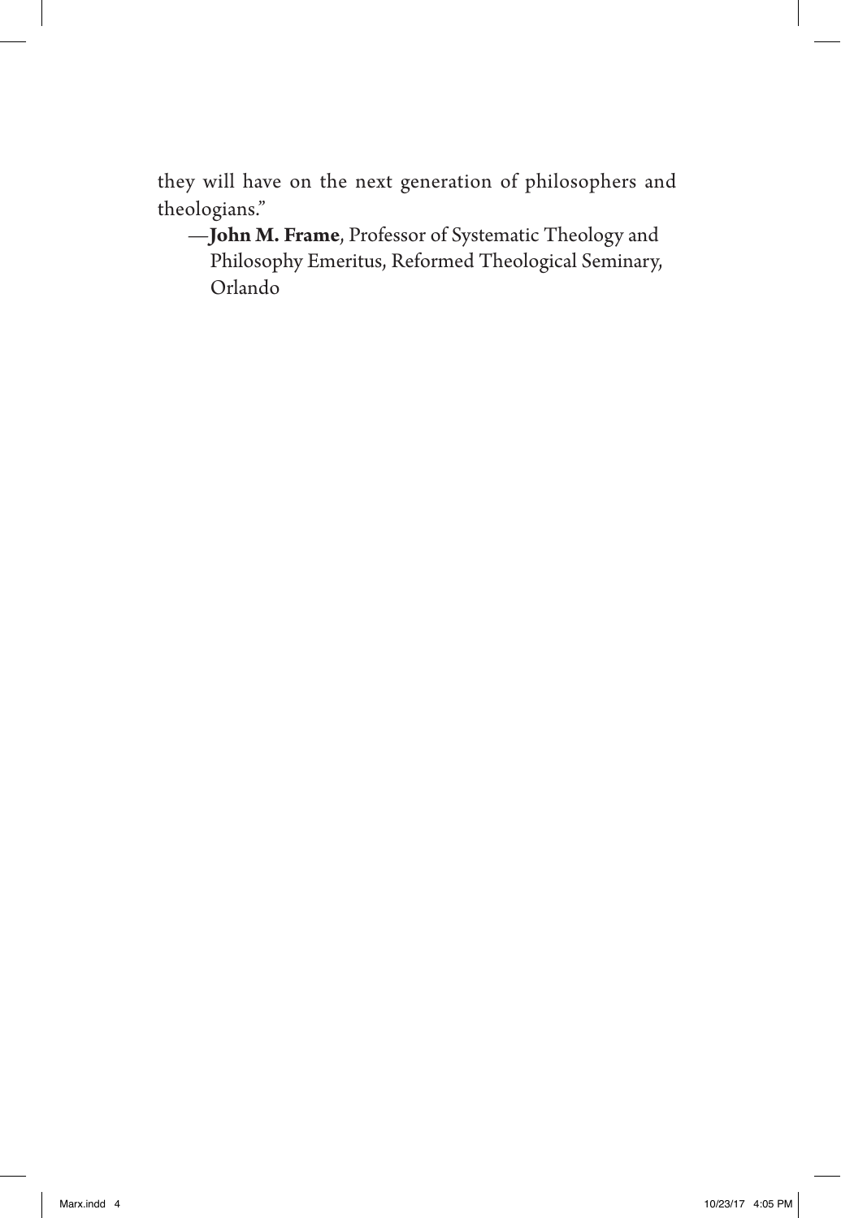they will have on the next generation of philosophers and theologians."

—**John M. Frame**, Professor of Systematic Theology and Philosophy Emeritus, Reformed Theological Seminary, Orlando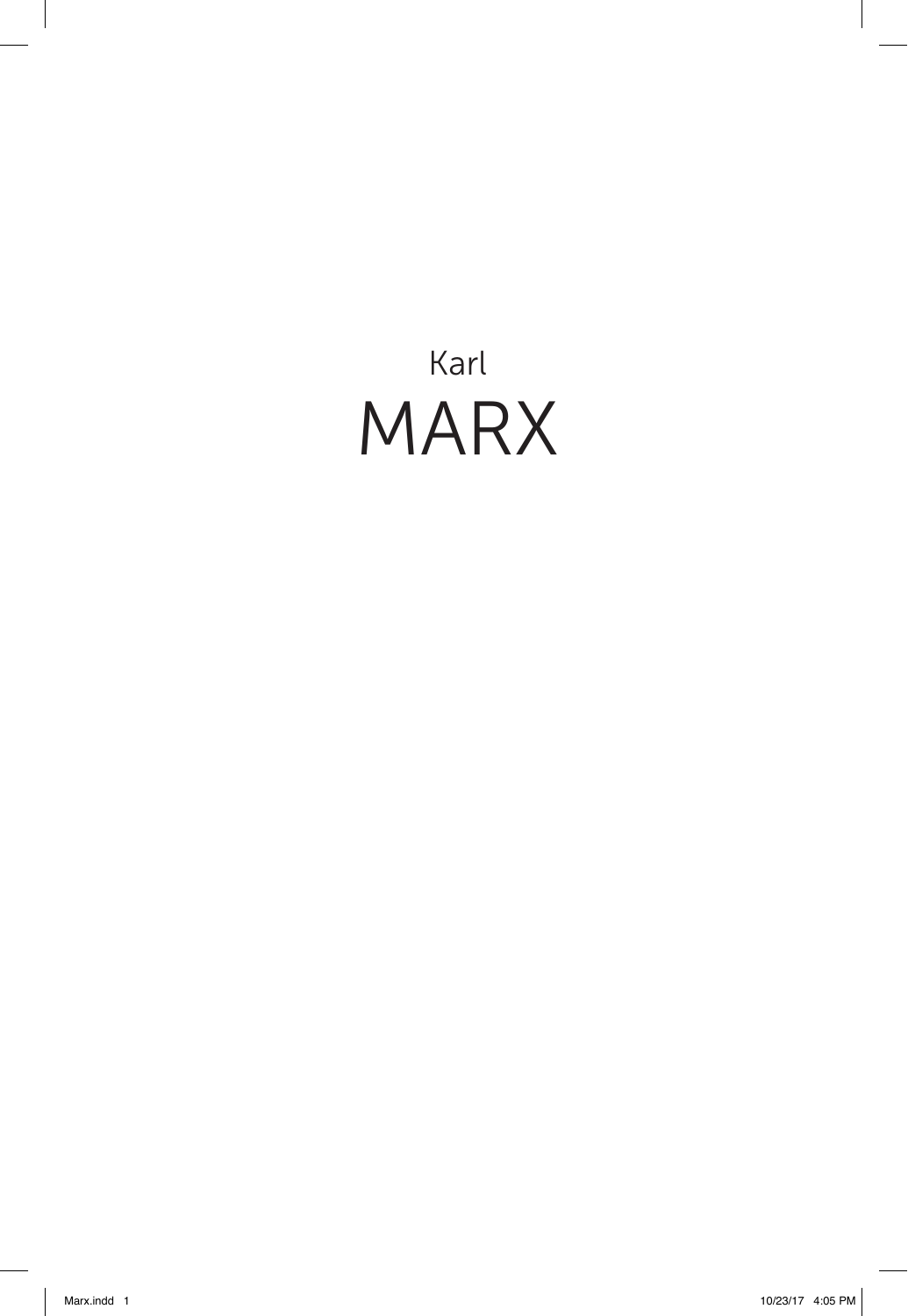Karl

# MARX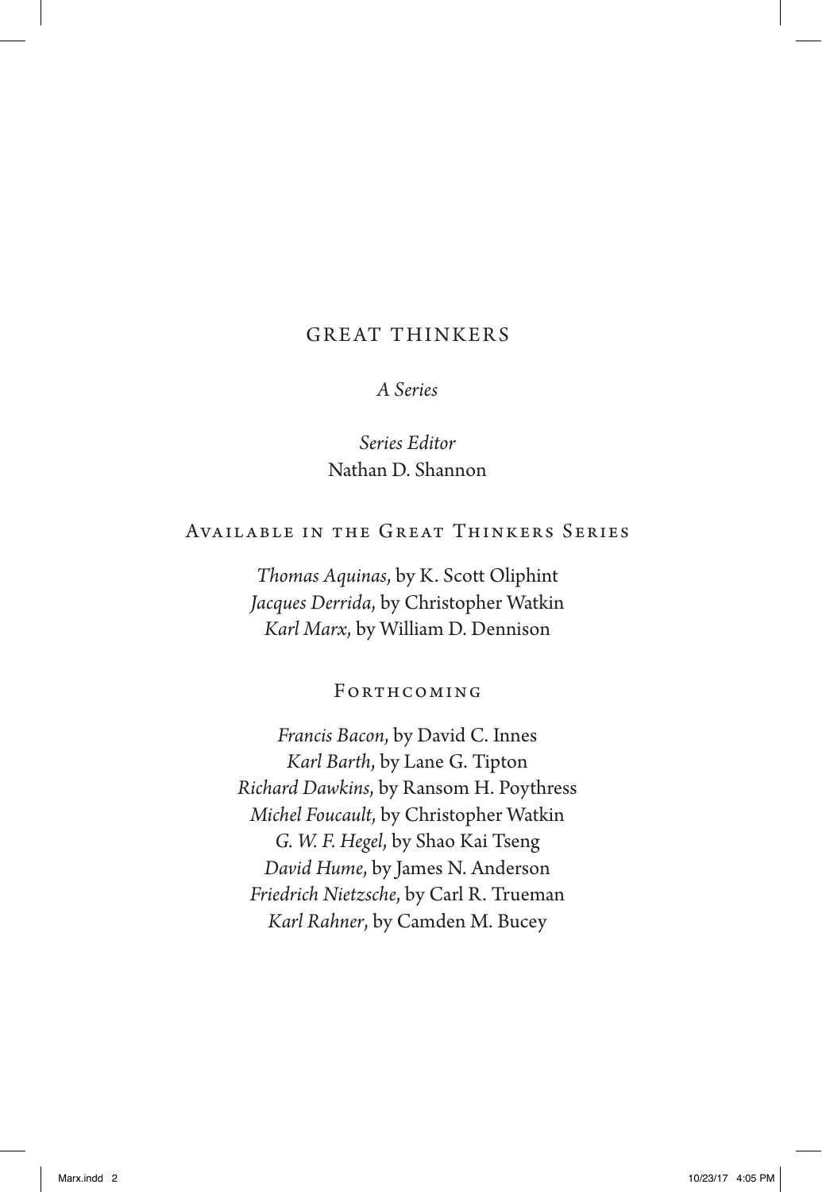# GREAT THINKERS

*A Series*

*Series Editor*
Nathan D. Shannon

## Available in the Great Thinkers Series

*Thomas Aquinas,* by K. Scott Oliphint
*Jacques Derrida,* by Christopher Watkin
*Karl Marx,* by William D. Dennison

## Forthcoming

*Francis Bacon,* by David C. Innes
*Karl Barth,* by Lane G. Tipton
*Richard Dawkins,* by Ransom H. Poythress
*Michel Foucault,* by Christopher Watkin
*G. W. F. Hegel,* by Shao Kai Tseng
*David Hume,* by James N. Anderson
*Friedrich Nietzsche,* by Carl R. Trueman
*Karl Rahner,* by Camden M. Bucey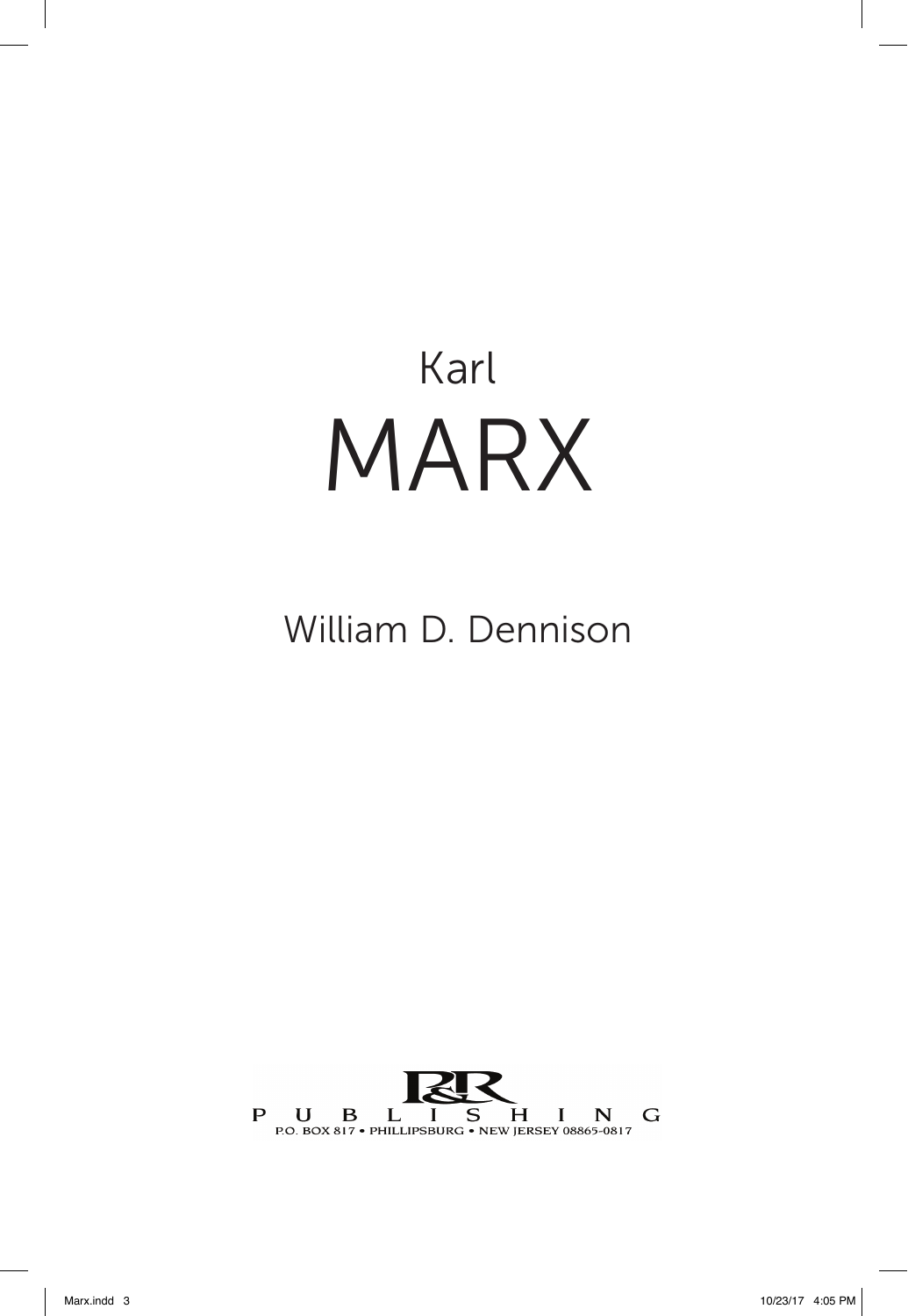# Karl MARX

William D. Dennison

P&R PUBLISHING

P.O. BOX 817 • PHILLIPSBURG • NEW JERSEY 08865-0817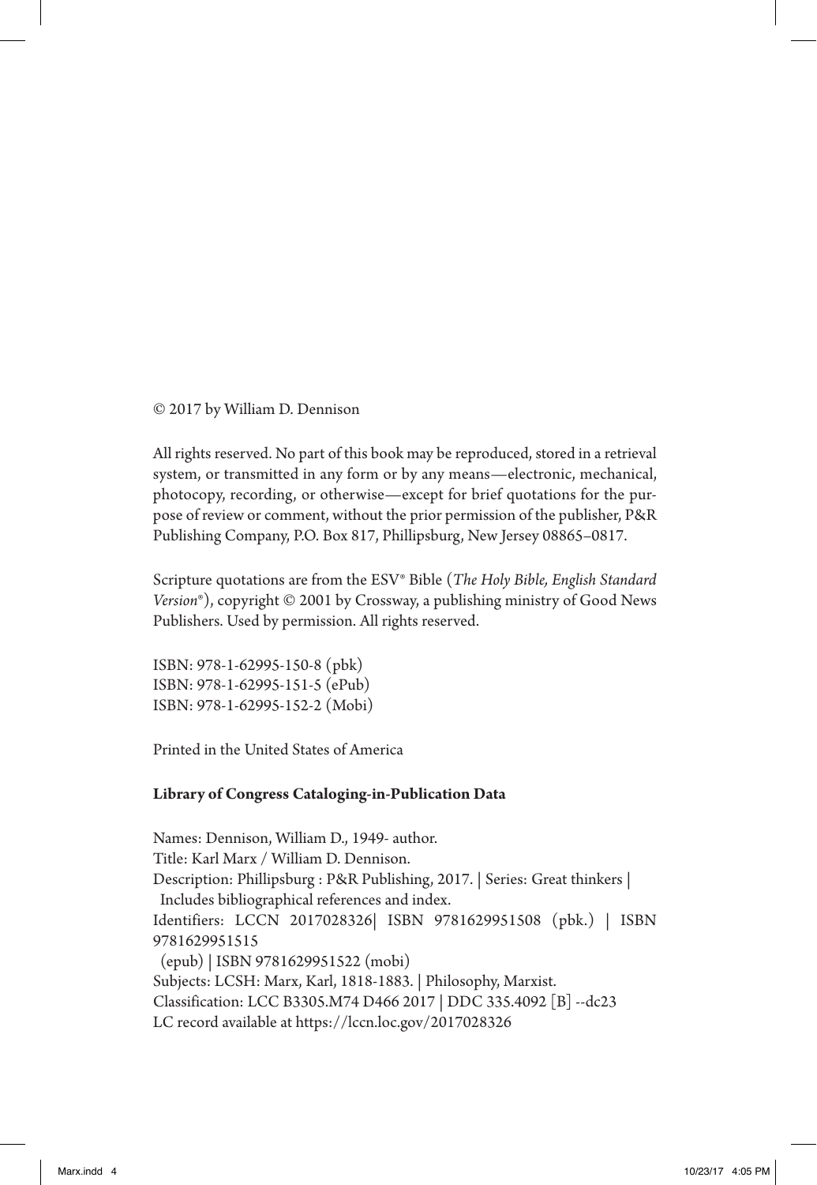© 2017 by William D. Dennison

All rights reserved. No part of this book may be reproduced, stored in a retrieval system, or transmitted in any form or by any means—electronic, mechanical, photocopy, recording, or otherwise—except for brief quotations for the purpose of review or comment, without the prior permission of the publisher, P&R Publishing Company, P.O. Box 817, Phillipsburg, New Jersey 08865–0817.

Scripture quotations are from the ESV® Bible (*The Holy Bible, English Standard Version*®), copyright © 2001 by Crossway, a publishing ministry of Good News Publishers. Used by permission. All rights reserved.

ISBN: 978-1-62995-150-8 (pbk)
ISBN: 978-1-62995-151-5 (ePub)
ISBN: 978-1-62995-152-2 (Mobi)

Printed in the United States of America

**Library of Congress Cataloging-in-Publication Data**

Names: Dennison, William D., 1949- author.
Title: Karl Marx / William D. Dennison.
Description: Phillipsburg : P&R Publishing, 2017. | Series: Great thinkers | Includes bibliographical references and index.
Identifiers: LCCN 2017028326| ISBN 9781629951508 (pbk.) | ISBN 9781629951515 (epub) | ISBN 9781629951522 (mobi)
Subjects: LCSH: Marx, Karl, 1818-1883. | Philosophy, Marxist.
Classification: LCC B3305.M74 D466 2017 | DDC 335.4092 [B] --dc23
LC record available at https://lccn.loc.gov/2017028326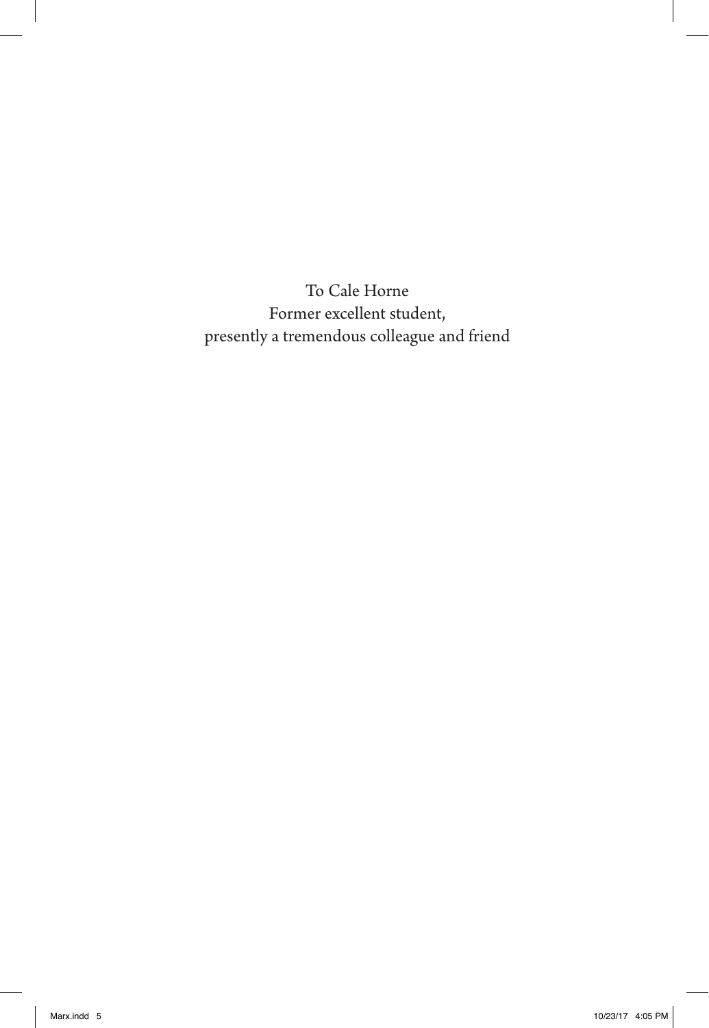To Cale Horne
Former excellent student,
presently a tremendous colleague and friend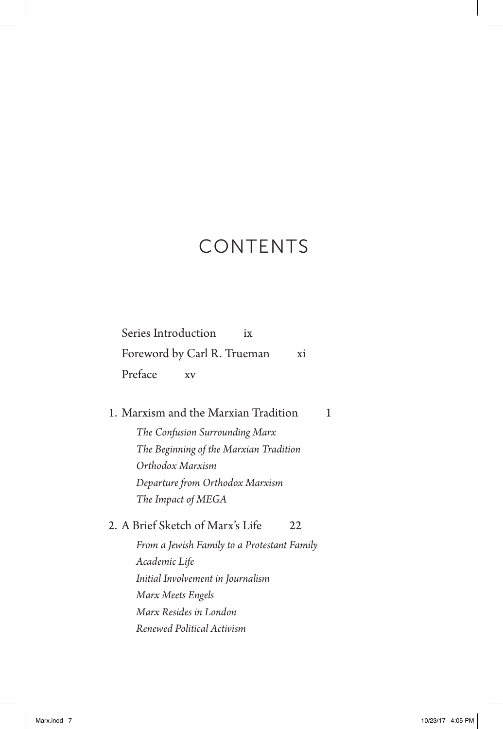# CONTENTS

Series Introduction ix

Foreword by Carl R. Trueman xi

Preface xv

1. Marxism and the Marxian Tradition 1
   - *The Confusion Surrounding Marx*
   - *The Beginning of the Marxian Tradition*
   - *Orthodox Marxism*
   - *Departure from Orthodox Marxism*
   - *The Impact of MEGA*
2. A Brief Sketch of Marx's Life 22
   - *From a Jewish Family to a Protestant Family*
   - *Academic Life*
   - *Initial Involvement in Journalism*
   - *Marx Meets Engels*
   - *Marx Resides in London*
   - *Renewed Political Activism*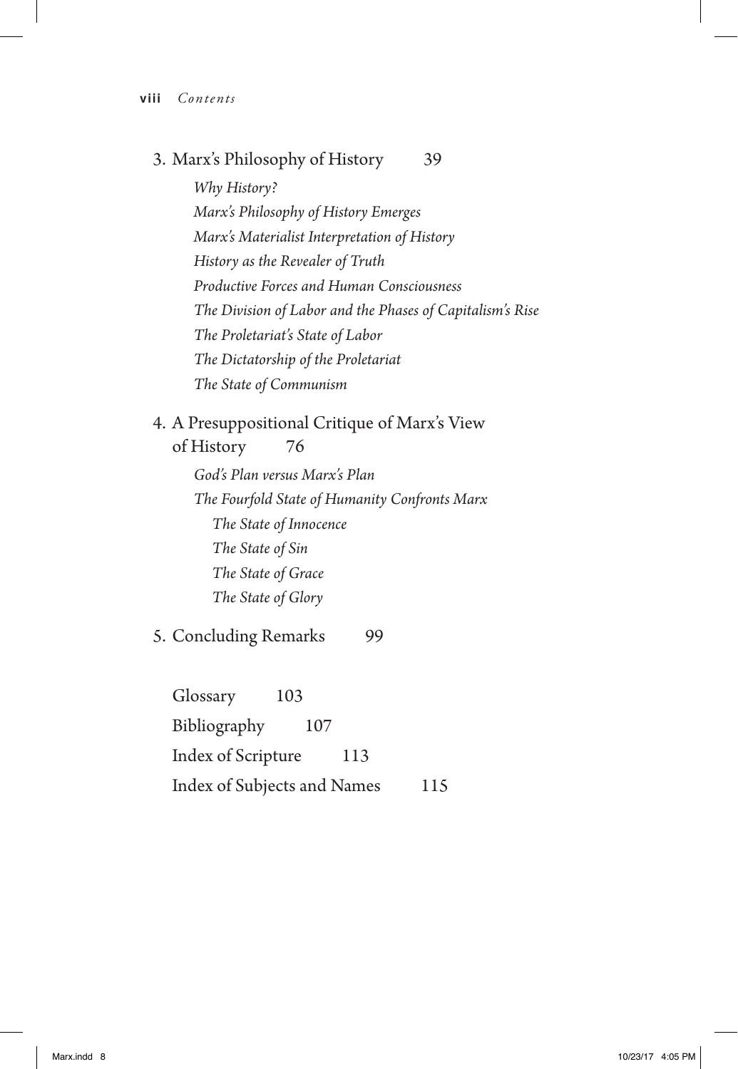3. Marx's Philosophy of History 39

   *Why History?*
   *Marx's Philosophy of History Emerges*
   *Marx's Materialist Interpretation of History*
   *History as the Revealer of Truth*
   *Productive Forces and Human Consciousness*
   *The Division of Labor and the Phases of Capitalism's Rise*
   *The Proletariat's State of Labor*
   *The Dictatorship of the Proletariat*
   *The State of Communism*

4. A Presuppositional Critique of Marx's View of History 76

   *God's Plan versus Marx's Plan*
   *The Fourfold State of Humanity Confronts Marx*
      *The State of Innocence*
      *The State of Sin*
      *The State of Grace*
      *The State of Glory*

5. Concluding Remarks 99

Glossary 103
Bibliography 107
Index of Scripture 113
Index of Subjects and Names 115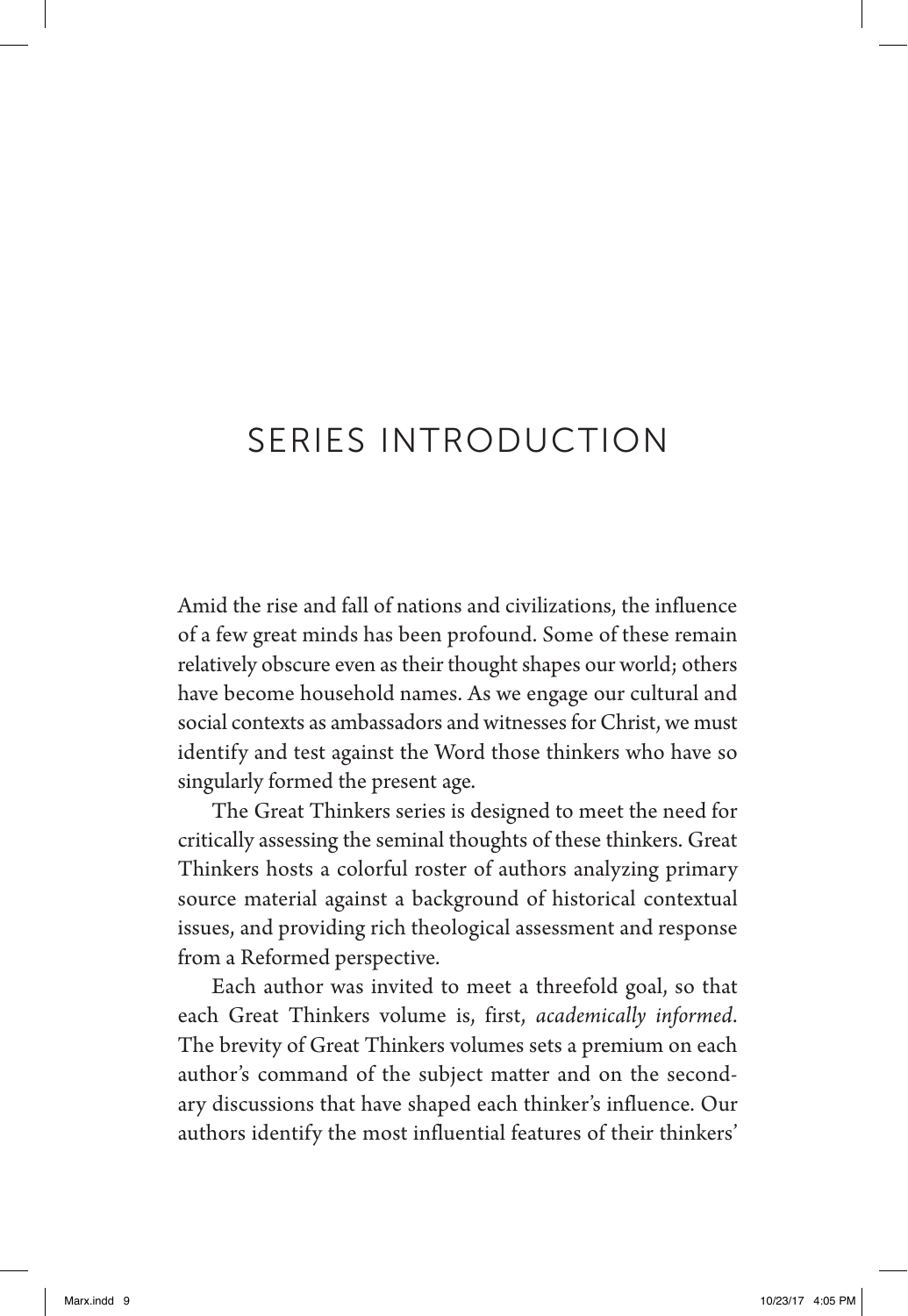# SERIES INTRODUCTION

Amid the rise and fall of nations and civilizations, the influence of a few great minds has been profound. Some of these remain relatively obscure even as their thought shapes our world; others have become household names. As we engage our cultural and social contexts as ambassadors and witnesses for Christ, we must identify and test against the Word those thinkers who have so singularly formed the present age.

The Great Thinkers series is designed to meet the need for critically assessing the seminal thoughts of these thinkers. Great Thinkers hosts a colorful roster of authors analyzing primary source material against a background of historical contextual issues, and providing rich theological assessment and response from a Reformed perspective.

Each author was invited to meet a threefold goal, so that each Great Thinkers volume is, first, *academically informed*. The brevity of Great Thinkers volumes sets a premium on each author's command of the subject matter and on the secondary discussions that have shaped each thinker's influence. Our authors identify the most influential features of their thinkers'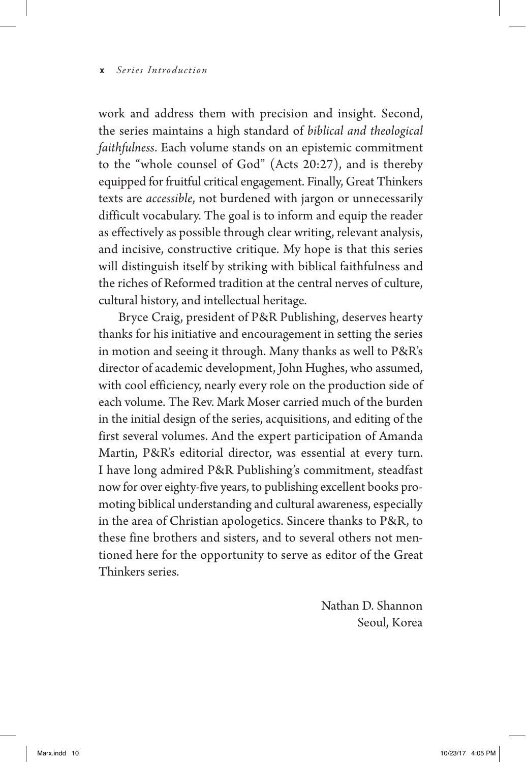work and address them with precision and insight. Second, the series maintains a high standard of *biblical and theological faithfulness*. Each volume stands on an epistemic commitment to the "whole counsel of God" (Acts 20:27), and is thereby equipped for fruitful critical engagement. Finally, Great Thinkers texts are *accessible*, not burdened with jargon or unnecessarily difficult vocabulary. The goal is to inform and equip the reader as effectively as possible through clear writing, relevant analysis, and incisive, constructive critique. My hope is that this series will distinguish itself by striking with biblical faithfulness and the riches of Reformed tradition at the central nerves of culture, cultural history, and intellectual heritage.

Bryce Craig, president of P&R Publishing, deserves hearty thanks for his initiative and encouragement in setting the series in motion and seeing it through. Many thanks as well to P&R's director of academic development, John Hughes, who assumed, with cool efficiency, nearly every role on the production side of each volume. The Rev. Mark Moser carried much of the burden in the initial design of the series, acquisitions, and editing of the first several volumes. And the expert participation of Amanda Martin, P&R's editorial director, was essential at every turn. I have long admired P&R Publishing's commitment, steadfast now for over eighty-five years, to publishing excellent books promoting biblical understanding and cultural awareness, especially in the area of Christian apologetics. Sincere thanks to P&R, to these fine brothers and sisters, and to several others not mentioned here for the opportunity to serve as editor of the Great Thinkers series.

Nathan D. Shannon
Seoul, Korea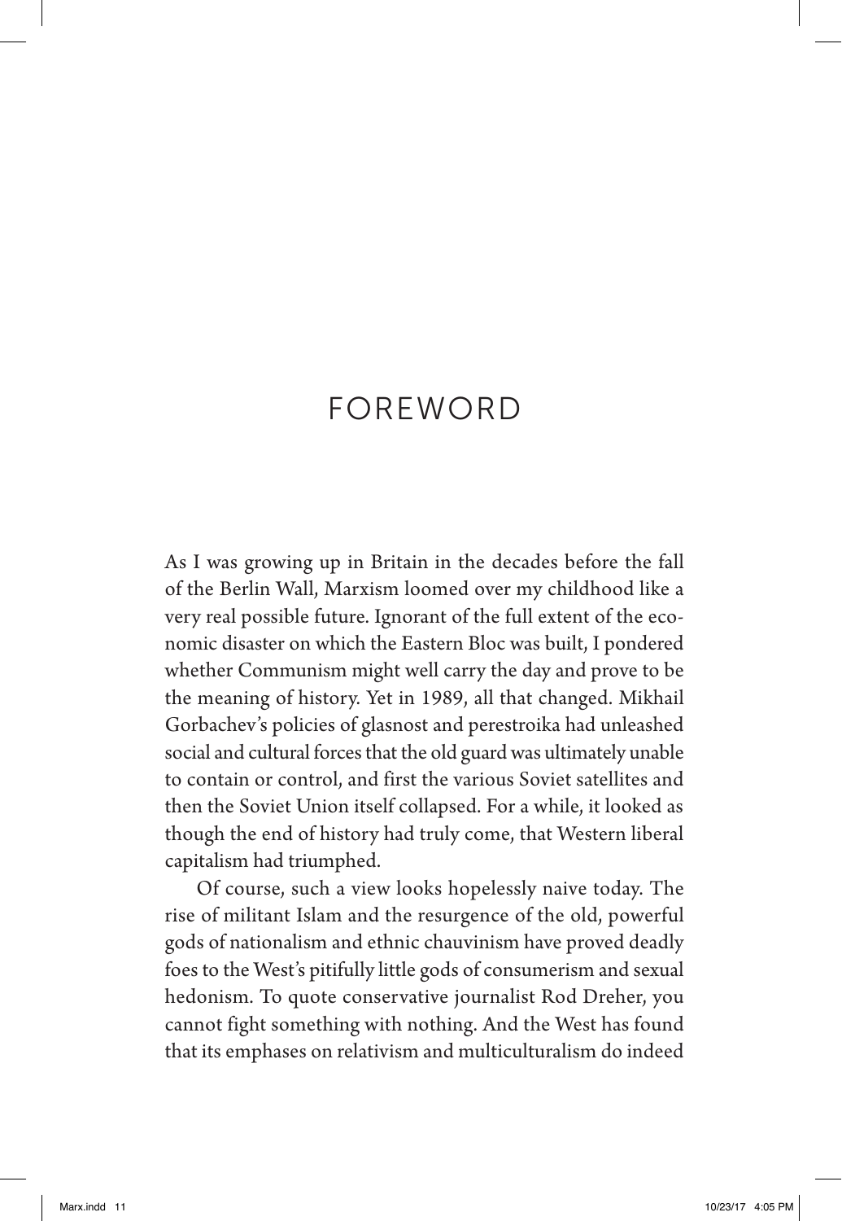# FOREWORD

As I was growing up in Britain in the decades before the fall of the Berlin Wall, Marxism loomed over my childhood like a very real possible future. Ignorant of the full extent of the economic disaster on which the Eastern Bloc was built, I pondered whether Communism might well carry the day and prove to be the meaning of history. Yet in 1989, all that changed. Mikhail Gorbachev's policies of glasnost and perestroika had unleashed social and cultural forces that the old guard was ultimately unable to contain or control, and first the various Soviet satellites and then the Soviet Union itself collapsed. For a while, it looked as though the end of history had truly come, that Western liberal capitalism had triumphed.

Of course, such a view looks hopelessly naive today. The rise of militant Islam and the resurgence of the old, powerful gods of nationalism and ethnic chauvinism have proved deadly foes to the West's pitifully little gods of consumerism and sexual hedonism. To quote conservative journalist Rod Dreher, you cannot fight something with nothing. And the West has found that its emphases on relativism and multiculturalism do indeed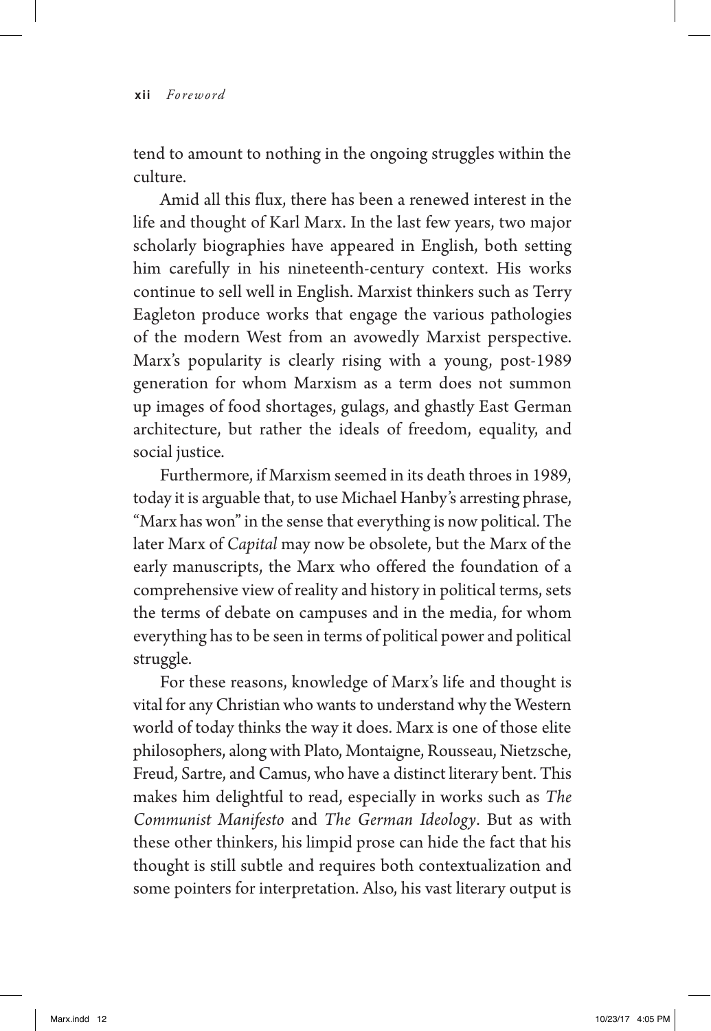tend to amount to nothing in the ongoing struggles within the culture.

Amid all this flux, there has been a renewed interest in the life and thought of Karl Marx. In the last few years, two major scholarly biographies have appeared in English, both setting him carefully in his nineteenth-century context. His works continue to sell well in English. Marxist thinkers such as Terry Eagleton produce works that engage the various pathologies of the modern West from an avowedly Marxist perspective. Marx's popularity is clearly rising with a young, post-1989 generation for whom Marxism as a term does not summon up images of food shortages, gulags, and ghastly East German architecture, but rather the ideals of freedom, equality, and social justice.

Furthermore, if Marxism seemed in its death throes in 1989, today it is arguable that, to use Michael Hanby's arresting phrase, "Marx has won" in the sense that everything is now political. The later Marx of *Capital* may now be obsolete, but the Marx of the early manuscripts, the Marx who offered the foundation of a comprehensive view of reality and history in political terms, sets the terms of debate on campuses and in the media, for whom everything has to be seen in terms of political power and political struggle.

For these reasons, knowledge of Marx's life and thought is vital for any Christian who wants to understand why the Western world of today thinks the way it does. Marx is one of those elite philosophers, along with Plato, Montaigne, Rousseau, Nietzsche, Freud, Sartre, and Camus, who have a distinct literary bent. This makes him delightful to read, especially in works such as *The Communist Manifesto* and *The German Ideology*. But as with these other thinkers, his limpid prose can hide the fact that his thought is still subtle and requires both contextualization and some pointers for interpretation. Also, his vast literary output is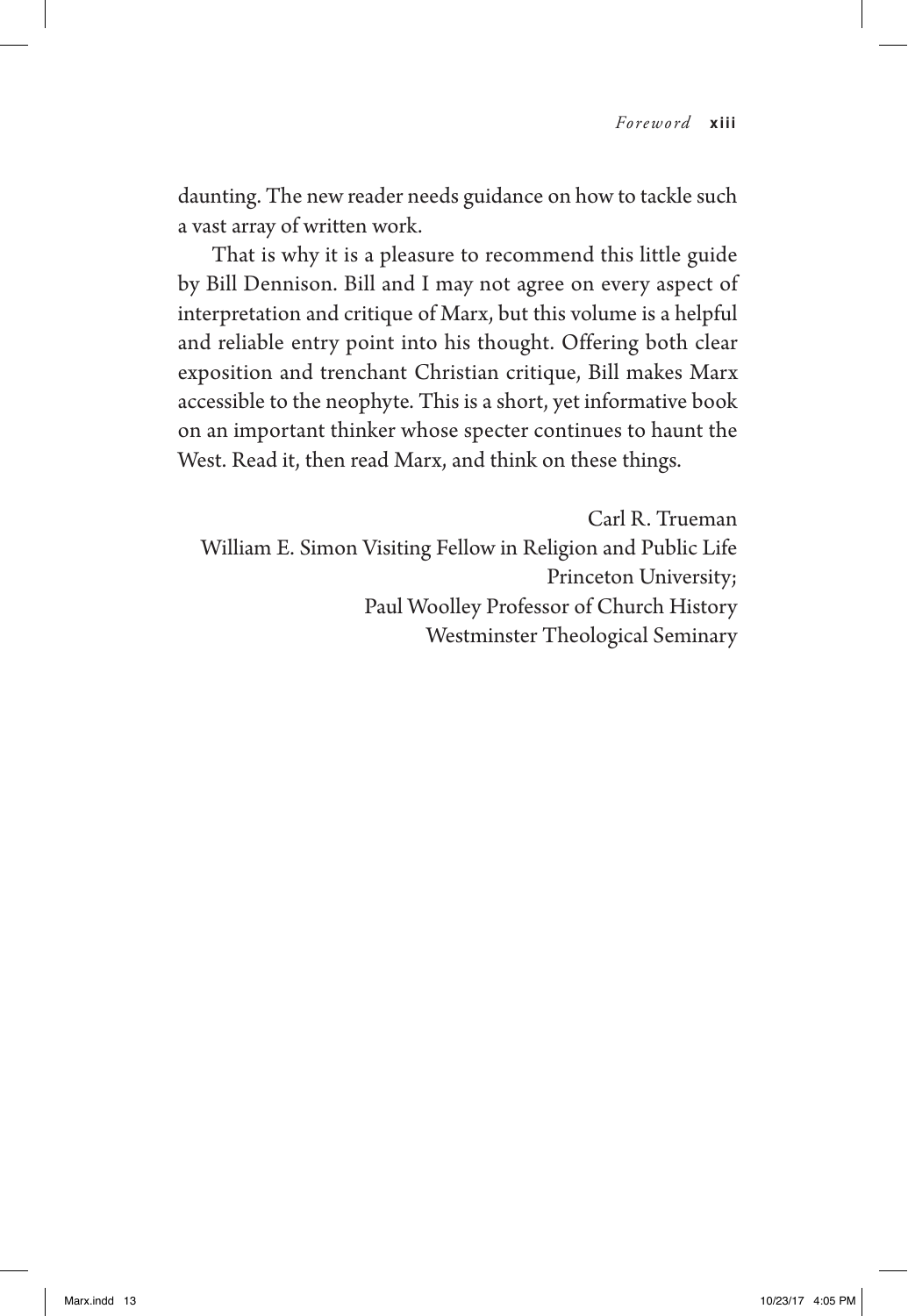daunting. The new reader needs guidance on how to tackle such a vast array of written work.

That is why it is a pleasure to recommend this little guide by Bill Dennison. Bill and I may not agree on every aspect of interpretation and critique of Marx, but this volume is a helpful and reliable entry point into his thought. Offering both clear exposition and trenchant Christian critique, Bill makes Marx accessible to the neophyte. This is a short, yet informative book on an important thinker whose specter continues to haunt the West. Read it, then read Marx, and think on these things.

Carl R. Trueman
William E. Simon Visiting Fellow in Religion and Public Life
Princeton University;
Paul Woolley Professor of Church History
Westminster Theological Seminary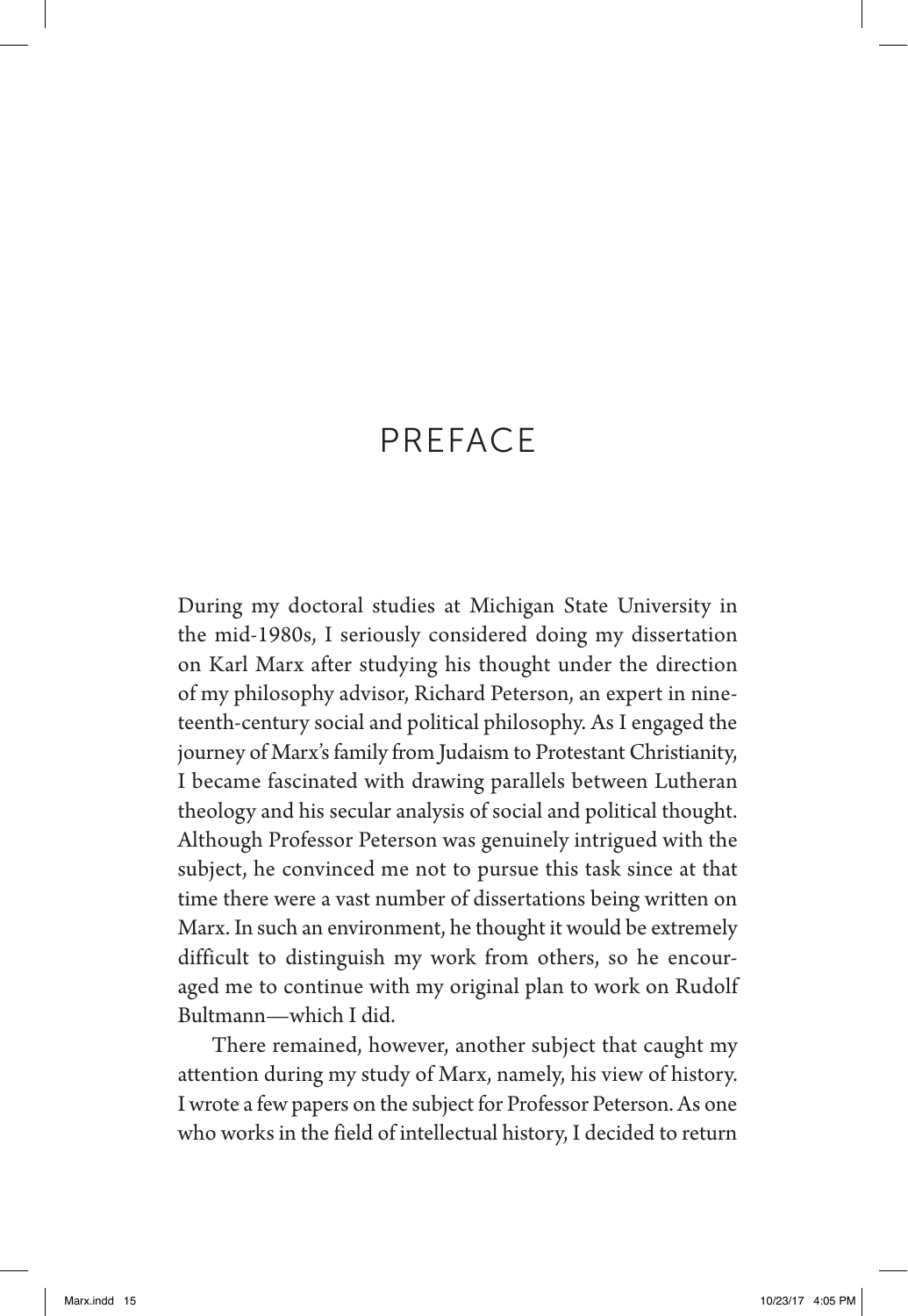# PREFACE

During my doctoral studies at Michigan State University in the mid-1980s, I seriously considered doing my dissertation on Karl Marx after studying his thought under the direction of my philosophy advisor, Richard Peterson, an expert in nineteenth-century social and political philosophy. As I engaged the journey of Marx's family from Judaism to Protestant Christianity, I became fascinated with drawing parallels between Lutheran theology and his secular analysis of social and political thought. Although Professor Peterson was genuinely intrigued with the subject, he convinced me not to pursue this task since at that time there were a vast number of dissertations being written on Marx. In such an environment, he thought it would be extremely difficult to distinguish my work from others, so he encouraged me to continue with my original plan to work on Rudolf Bultmann—which I did.

There remained, however, another subject that caught my attention during my study of Marx, namely, his view of history. I wrote a few papers on the subject for Professor Peterson. As one who works in the field of intellectual history, I decided to return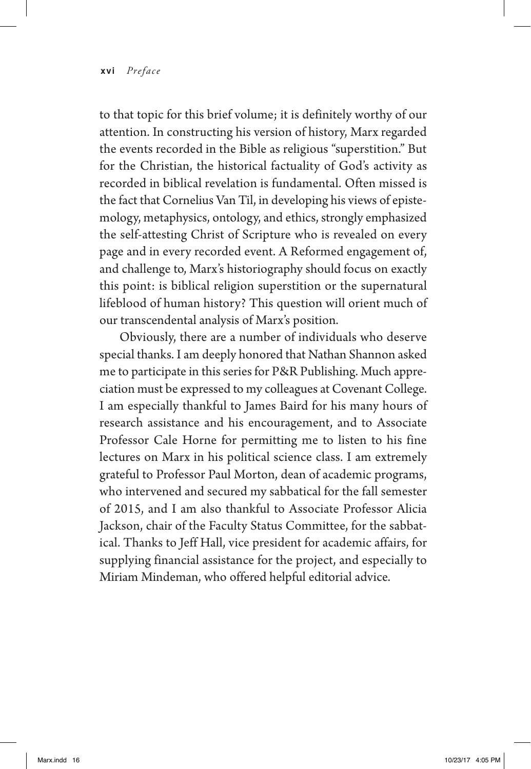to that topic for this brief volume; it is definitely worthy of our attention. In constructing his version of history, Marx regarded the events recorded in the Bible as religious "superstition." But for the Christian, the historical factuality of God's activity as recorded in biblical revelation is fundamental. Often missed is the fact that Cornelius Van Til, in developing his views of epistemology, metaphysics, ontology, and ethics, strongly emphasized the self-attesting Christ of Scripture who is revealed on every page and in every recorded event. A Reformed engagement of, and challenge to, Marx's historiography should focus on exactly this point: is biblical religion superstition or the supernatural lifeblood of human history? This question will orient much of our transcendental analysis of Marx's position.

Obviously, there are a number of individuals who deserve special thanks. I am deeply honored that Nathan Shannon asked me to participate in this series for P&R Publishing. Much appreciation must be expressed to my colleagues at Covenant College. I am especially thankful to James Baird for his many hours of research assistance and his encouragement, and to Associate Professor Cale Horne for permitting me to listen to his fine lectures on Marx in his political science class. I am extremely grateful to Professor Paul Morton, dean of academic programs, who intervened and secured my sabbatical for the fall semester of 2015, and I am also thankful to Associate Professor Alicia Jackson, chair of the Faculty Status Committee, for the sabbatical. Thanks to Jeff Hall, vice president for academic affairs, for supplying financial assistance for the project, and especially to Miriam Mindeman, who offered helpful editorial advice.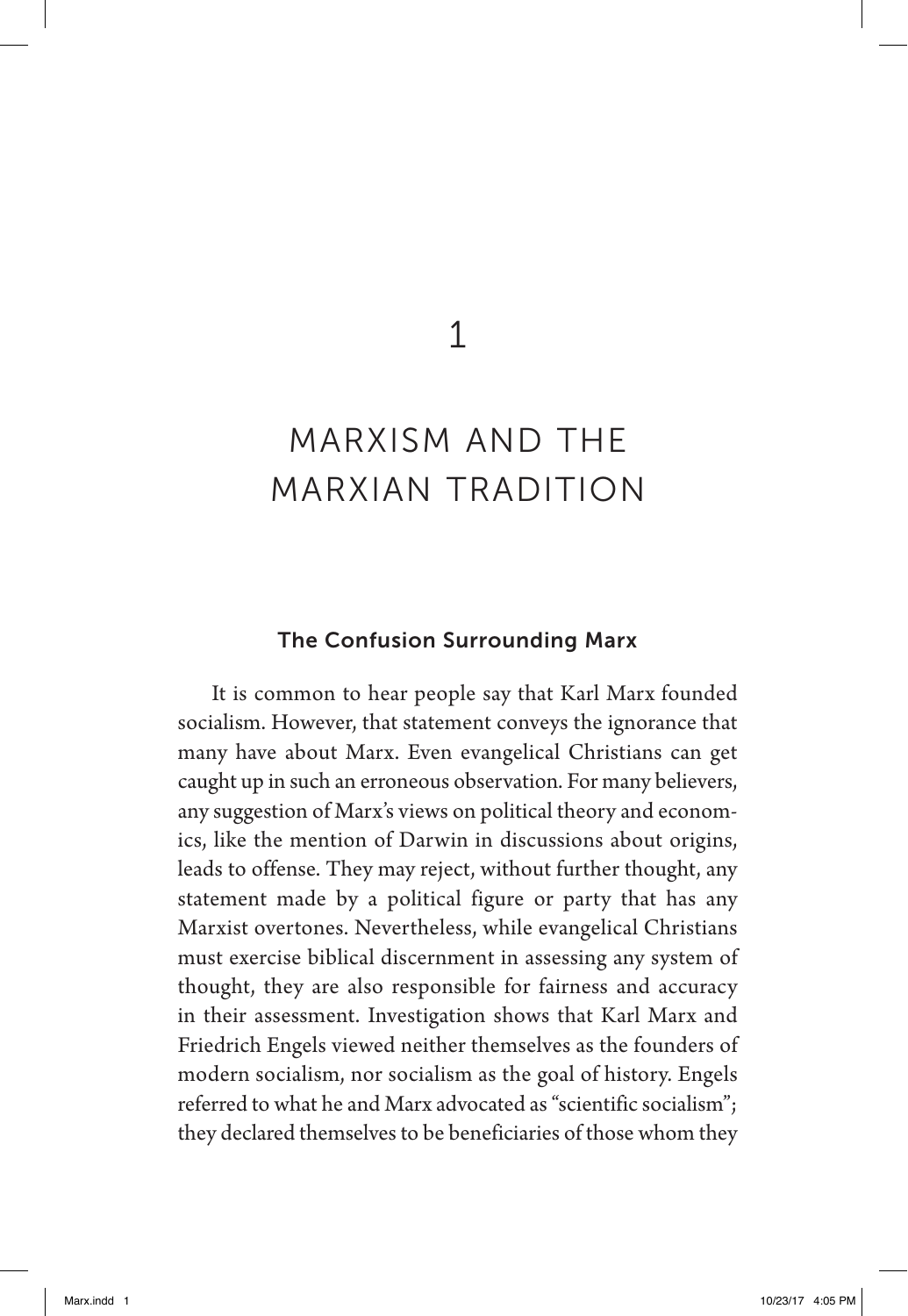# 1

# MARXISM AND THE MARXIAN TRADITION

## The Confusion Surrounding Marx

It is common to hear people say that Karl Marx founded socialism. However, that statement conveys the ignorance that many have about Marx. Even evangelical Christians can get caught up in such an erroneous observation. For many believers, any suggestion of Marx's views on political theory and economics, like the mention of Darwin in discussions about origins, leads to offense. They may reject, without further thought, any statement made by a political figure or party that has any Marxist overtones. Nevertheless, while evangelical Christians must exercise biblical discernment in assessing any system of thought, they are also responsible for fairness and accuracy in their assessment. Investigation shows that Karl Marx and Friedrich Engels viewed neither themselves as the founders of modern socialism, nor socialism as the goal of history. Engels referred to what he and Marx advocated as "scientific socialism"; they declared themselves to be beneficiaries of those whom they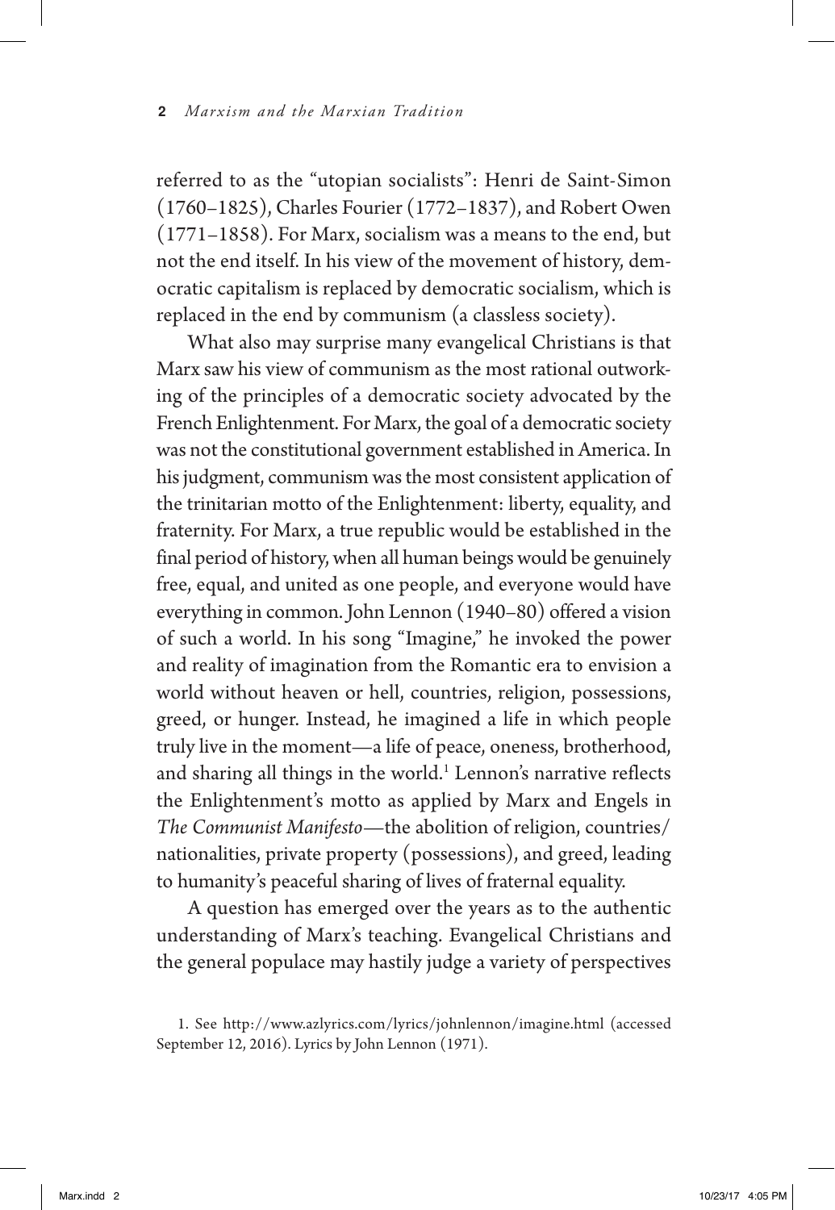referred to as the "utopian socialists": Henri de Saint-Simon (1760–1825), Charles Fourier (1772–1837), and Robert Owen (1771–1858). For Marx, socialism was a means to the end, but not the end itself. In his view of the movement of history, democratic capitalism is replaced by democratic socialism, which is replaced in the end by communism (a classless society).

What also may surprise many evangelical Christians is that Marx saw his view of communism as the most rational outworking of the principles of a democratic society advocated by the French Enlightenment. For Marx, the goal of a democratic society was not the constitutional government established in America. In his judgment, communism was the most consistent application of the trinitarian motto of the Enlightenment: liberty, equality, and fraternity. For Marx, a true republic would be established in the final period of history, when all human beings would be genuinely free, equal, and united as one people, and everyone would have everything in common. John Lennon (1940–80) offered a vision of such a world. In his song "Imagine," he invoked the power and reality of imagination from the Romantic era to envision a world without heaven or hell, countries, religion, possessions, greed, or hunger. Instead, he imagined a life in which people truly live in the moment—a life of peace, oneness, brotherhood, and sharing all things in the world.[1] Lennon's narrative reflects the Enlightenment's motto as applied by Marx and Engels in *The Communist Manifesto*—the abolition of religion, countries/nationalities, private property (possessions), and greed, leading to humanity's peaceful sharing of lives of fraternal equality.

A question has emerged over the years as to the authentic understanding of Marx's teaching. Evangelical Christians and the general populace may hastily judge a variety of perspectives

1. See http://www.azlyrics.com/lyrics/johnlennon/imagine.html (accessed September 12, 2016). Lyrics by John Lennon (1971).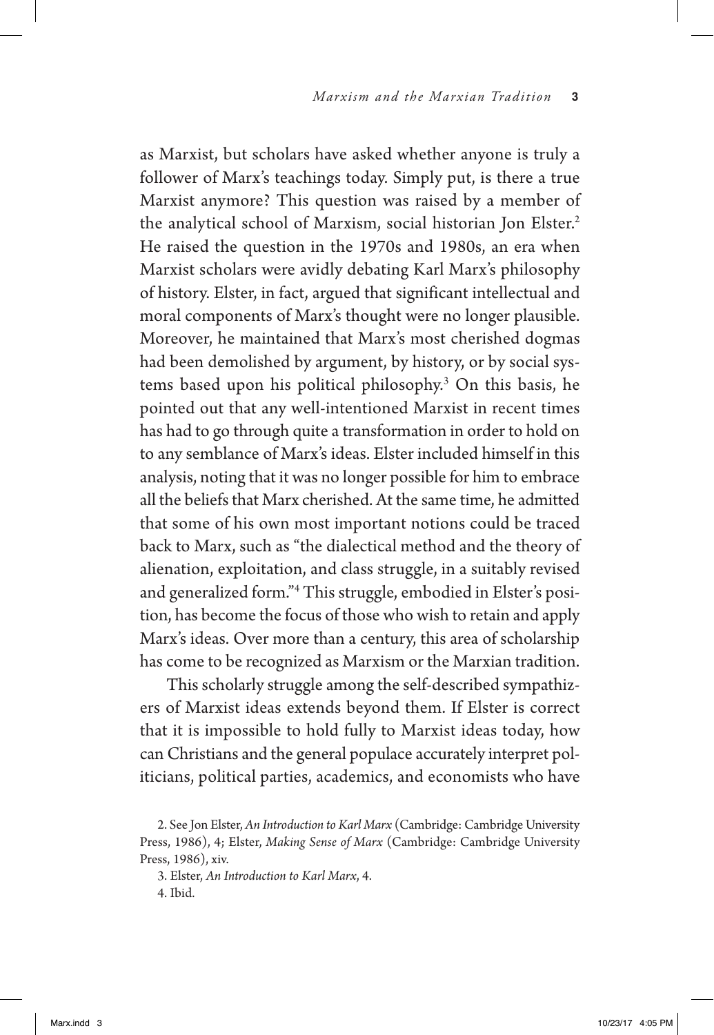as Marxist, but scholars have asked whether anyone is truly a follower of Marx's teachings today. Simply put, is there a true Marxist anymore? This question was raised by a member of the analytical school of Marxism, social historian Jon Elster.[2] He raised the question in the 1970s and 1980s, an era when Marxist scholars were avidly debating Karl Marx's philosophy of history. Elster, in fact, argued that significant intellectual and moral components of Marx's thought were no longer plausible. Moreover, he maintained that Marx's most cherished dogmas had been demolished by argument, by history, or by social systems based upon his political philosophy.[3] On this basis, he pointed out that any well-intentioned Marxist in recent times has had to go through quite a transformation in order to hold on to any semblance of Marx's ideas. Elster included himself in this analysis, noting that it was no longer possible for him to embrace all the beliefs that Marx cherished. At the same time, he admitted that some of his own most important notions could be traced back to Marx, such as "the dialectical method and the theory of alienation, exploitation, and class struggle, in a suitably revised and generalized form."[4] This struggle, embodied in Elster's position, has become the focus of those who wish to retain and apply Marx's ideas. Over more than a century, this area of scholarship has come to be recognized as Marxism or the Marxian tradition.

This scholarly struggle among the self-described sympathizers of Marxist ideas extends beyond them. If Elster is correct that it is impossible to hold fully to Marxist ideas today, how can Christians and the general populace accurately interpret politicians, political parties, academics, and economists who have

2. See Jon Elster, *An Introduction to Karl Marx* (Cambridge: Cambridge University Press, 1986), 4; Elster, *Making Sense of Marx* (Cambridge: Cambridge University Press, 1986), xiv.

3. Elster, *An Introduction to Karl Marx*, 4.

4. Ibid.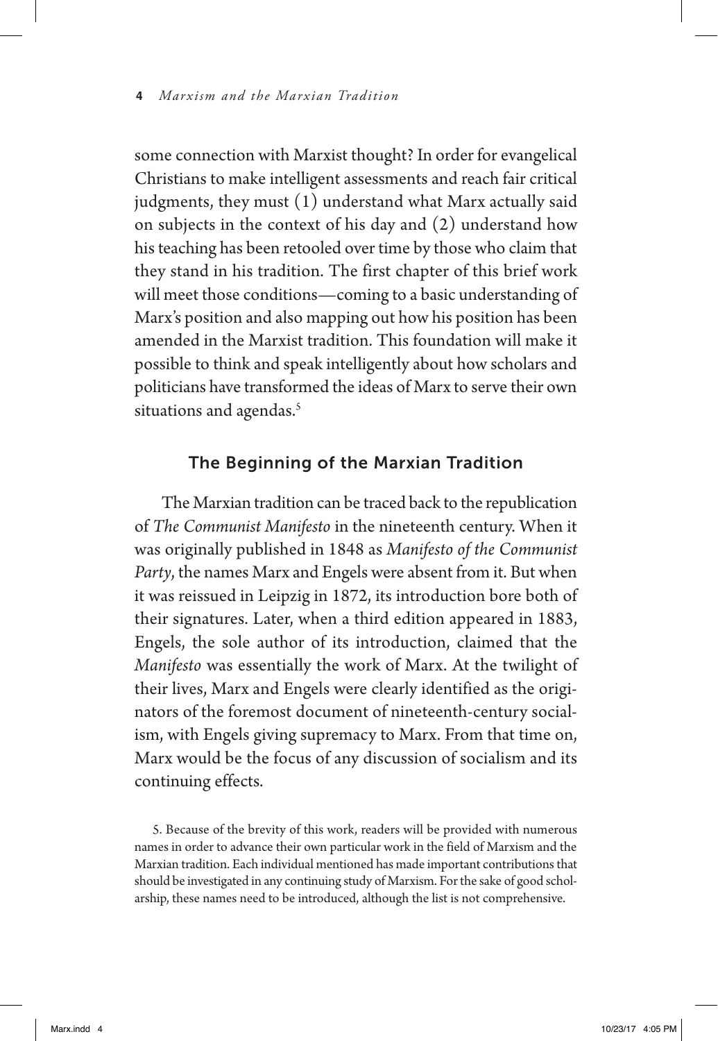some connection with Marxist thought? In order for evangelical Christians to make intelligent assessments and reach fair critical judgments, they must (1) understand what Marx actually said on subjects in the context of his day and (2) understand how his teaching has been retooled over time by those who claim that they stand in his tradition. The first chapter of this brief work will meet those conditions—coming to a basic understanding of Marx's position and also mapping out how his position has been amended in the Marxist tradition. This foundation will make it possible to think and speak intelligently about how scholars and politicians have transformed the ideas of Marx to serve their own situations and agendas.[5]

## The Beginning of the Marxian Tradition

The Marxian tradition can be traced back to the republication of *The Communist Manifesto* in the nineteenth century. When it was originally published in 1848 as *Manifesto of the Communist Party*, the names Marx and Engels were absent from it. But when it was reissued in Leipzig in 1872, its introduction bore both of their signatures. Later, when a third edition appeared in 1883, Engels, the sole author of its introduction, claimed that the *Manifesto* was essentially the work of Marx. At the twilight of their lives, Marx and Engels were clearly identified as the originators of the foremost document of nineteenth-century socialism, with Engels giving supremacy to Marx. From that time on, Marx would be the focus of any discussion of socialism and its continuing effects.

5. Because of the brevity of this work, readers will be provided with numerous names in order to advance their own particular work in the field of Marxism and the Marxian tradition. Each individual mentioned has made important contributions that should be investigated in any continuing study of Marxism. For the sake of good scholarship, these names need to be introduced, although the list is not comprehensive.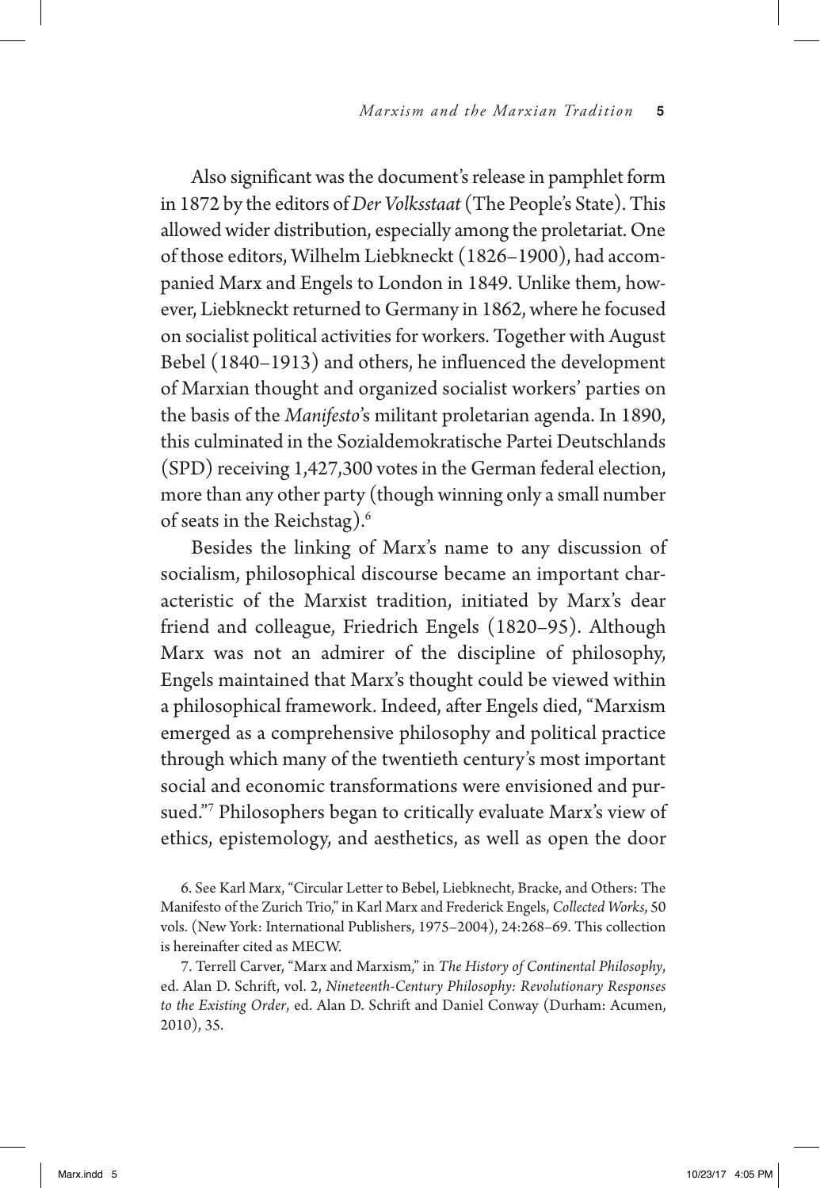Also significant was the document's release in pamphlet form in 1872 by the editors of *Der Volksstaat* (The People's State). This allowed wider distribution, especially among the proletariat. One of those editors, Wilhelm Liebkneckt (1826–1900), had accompanied Marx and Engels to London in 1849. Unlike them, however, Liebkneckt returned to Germany in 1862, where he focused on socialist political activities for workers. Together with August Bebel (1840–1913) and others, he influenced the development of Marxian thought and organized socialist workers' parties on the basis of the *Manifesto*'s militant proletarian agenda. In 1890, this culminated in the Sozialdemokratische Partei Deutschlands (SPD) receiving 1,427,300 votes in the German federal election, more than any other party (though winning only a small number of seats in the Reichstag).[6]

Besides the linking of Marx's name to any discussion of socialism, philosophical discourse became an important characteristic of the Marxist tradition, initiated by Marx's dear friend and colleague, Friedrich Engels (1820–95). Although Marx was not an admirer of the discipline of philosophy, Engels maintained that Marx's thought could be viewed within a philosophical framework. Indeed, after Engels died, "Marxism emerged as a comprehensive philosophy and political practice through which many of the twentieth century's most important social and economic transformations were envisioned and pursued."[7] Philosophers began to critically evaluate Marx's view of ethics, epistemology, and aesthetics, as well as open the door

6. See Karl Marx, "Circular Letter to Bebel, Liebknecht, Bracke, and Others: The Manifesto of the Zurich Trio," in Karl Marx and Frederick Engels, *Collected Works*, 50 vols. (New York: International Publishers, 1975–2004), 24:268–69. This collection is hereinafter cited as MECW.

7. Terrell Carver, "Marx and Marxism," in *The History of Continental Philosophy*, ed. Alan D. Schrift, vol. 2, *Nineteenth-Century Philosophy: Revolutionary Responses to the Existing Order*, ed. Alan D. Schrift and Daniel Conway (Durham: Acumen, 2010), 35.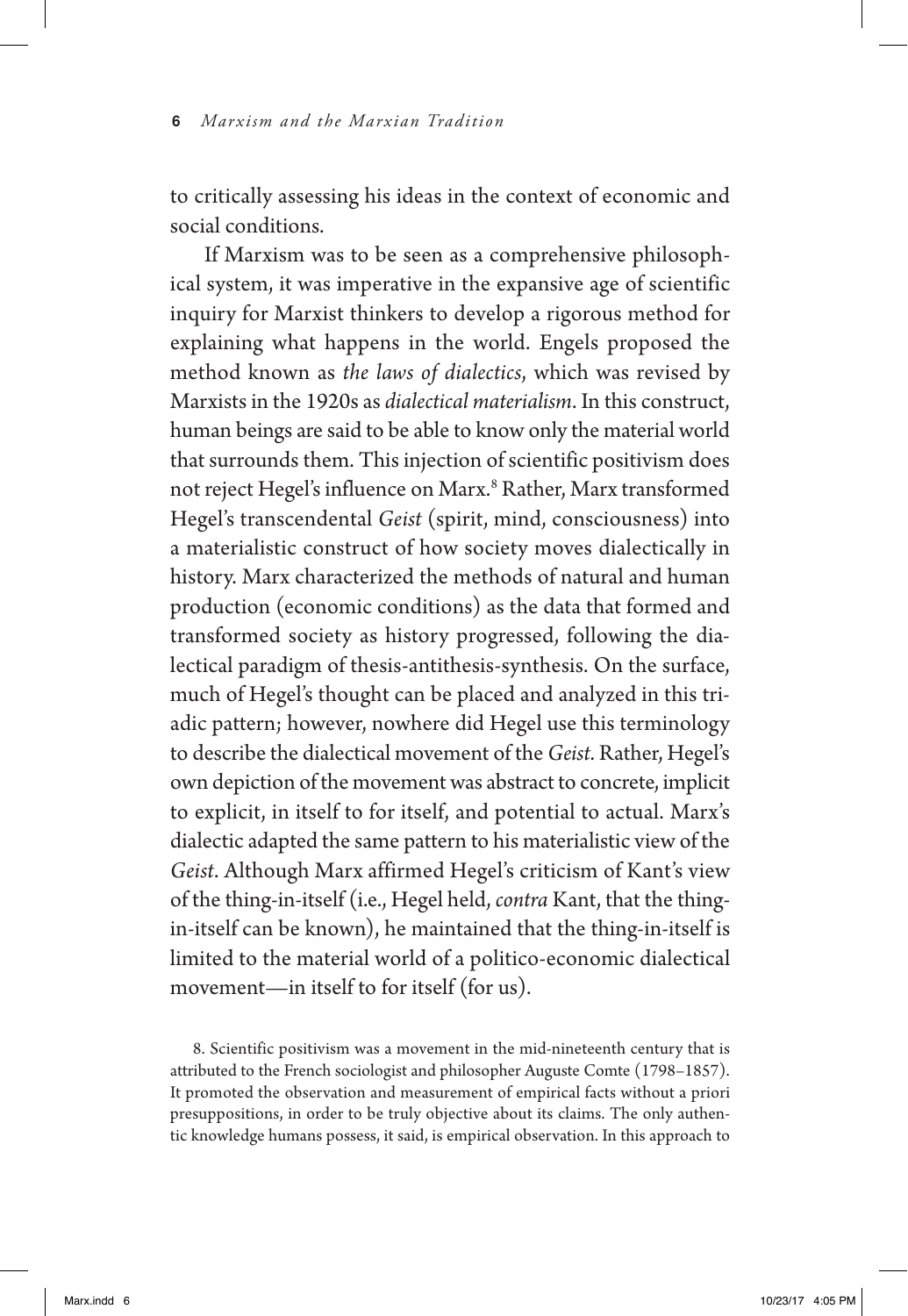to critically assessing his ideas in the context of economic and social conditions.

If Marxism was to be seen as a comprehensive philosophical system, it was imperative in the expansive age of scientific inquiry for Marxist thinkers to develop a rigorous method for explaining what happens in the world. Engels proposed the method known as *the laws of dialectics*, which was revised by Marxists in the 1920s as *dialectical materialism*. In this construct, human beings are said to be able to know only the material world that surrounds them. This injection of scientific positivism does not reject Hegel's influence on Marx.[8] Rather, Marx transformed Hegel's transcendental *Geist* (spirit, mind, consciousness) into a materialistic construct of how society moves dialectically in history. Marx characterized the methods of natural and human production (economic conditions) as the data that formed and transformed society as history progressed, following the dialectical paradigm of thesis-antithesis-synthesis. On the surface, much of Hegel's thought can be placed and analyzed in this triadic pattern; however, nowhere did Hegel use this terminology to describe the dialectical movement of the *Geist*. Rather, Hegel's own depiction of the movement was abstract to concrete, implicit to explicit, in itself to for itself, and potential to actual. Marx's dialectic adapted the same pattern to his materialistic view of the *Geist*. Although Marx affirmed Hegel's criticism of Kant's view of the thing-in-itself (i.e., Hegel held, *contra* Kant, that the thing-in-itself can be known), he maintained that the thing-in-itself is limited to the material world of a politico-economic dialectical movement—in itself to for itself (for us).

8. Scientific positivism was a movement in the mid-nineteenth century that is attributed to the French sociologist and philosopher Auguste Comte (1798–1857). It promoted the observation and measurement of empirical facts without a priori presuppositions, in order to be truly objective about its claims. The only authentic knowledge humans possess, it said, is empirical observation. In this approach to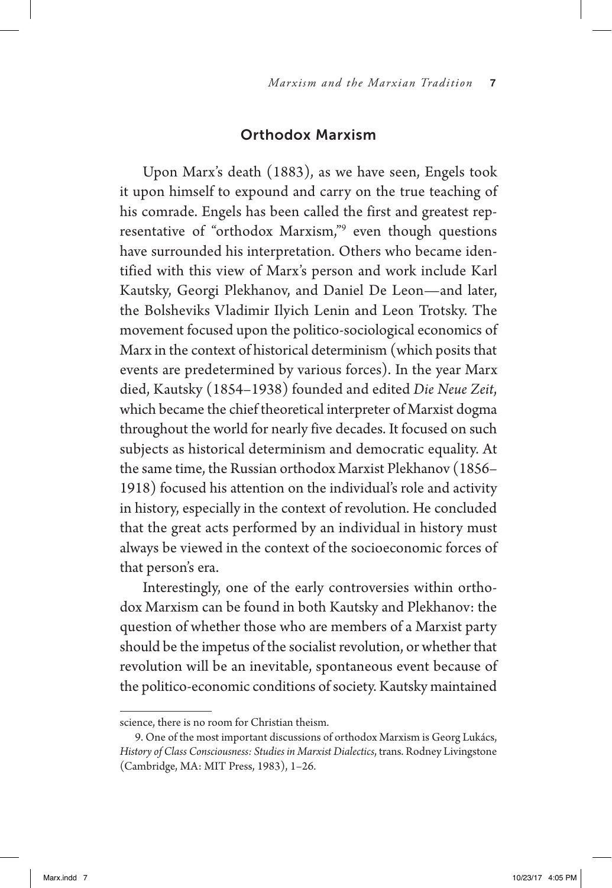## Orthodox Marxism

Upon Marx's death (1883), as we have seen, Engels took it upon himself to expound and carry on the true teaching of his comrade. Engels has been called the first and greatest representative of "orthodox Marxism,"[9] even though questions have surrounded his interpretation. Others who became identified with this view of Marx's person and work include Karl Kautsky, Georgi Plekhanov, and Daniel De Leon—and later, the Bolsheviks Vladimir Ilyich Lenin and Leon Trotsky. The movement focused upon the politico-sociological economics of Marx in the context of historical determinism (which posits that events are predetermined by various forces). In the year Marx died, Kautsky (1854–1938) founded and edited *Die Neue Zeit*, which became the chief theoretical interpreter of Marxist dogma throughout the world for nearly five decades. It focused on such subjects as historical determinism and democratic equality. At the same time, the Russian orthodox Marxist Plekhanov (1856–1918) focused his attention on the individual's role and activity in history, especially in the context of revolution. He concluded that the great acts performed by an individual in history must always be viewed in the context of the socioeconomic forces of that person's era.

Interestingly, one of the early controversies within orthodox Marxism can be found in both Kautsky and Plekhanov: the question of whether those who are members of a Marxist party should be the impetus of the socialist revolution, or whether that revolution will be an inevitable, spontaneous event because of the politico-economic conditions of society. Kautsky maintained

---

science, there is no room for Christian theism.

9. One of the most important discussions of orthodox Marxism is Georg Lukács, *History of Class Consciousness: Studies in Marxist Dialectics*, trans. Rodney Livingstone (Cambridge, MA: MIT Press, 1983), 1–26.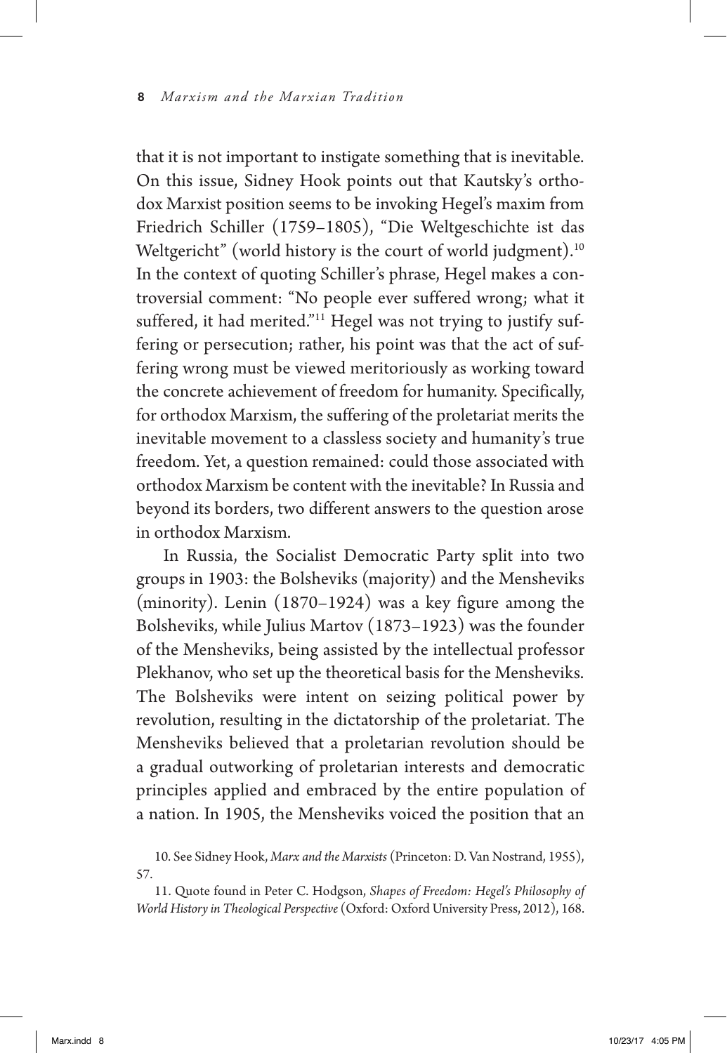that it is not important to instigate something that is inevitable. On this issue, Sidney Hook points out that Kautsky's orthodox Marxist position seems to be invoking Hegel's maxim from Friedrich Schiller (1759–1805), "Die Weltgeschichte ist das Weltgericht" (world history is the court of world judgment).[10] In the context of quoting Schiller's phrase, Hegel makes a controversial comment: "No people ever suffered wrong; what it suffered, it had merited."[11] Hegel was not trying to justify suffering or persecution; rather, his point was that the act of suffering wrong must be viewed meritoriously as working toward the concrete achievement of freedom for humanity. Specifically, for orthodox Marxism, the suffering of the proletariat merits the inevitable movement to a classless society and humanity's true freedom. Yet, a question remained: could those associated with orthodox Marxism be content with the inevitable? In Russia and beyond its borders, two different answers to the question arose in orthodox Marxism.

In Russia, the Socialist Democratic Party split into two groups in 1903: the Bolsheviks (majority) and the Mensheviks (minority). Lenin (1870–1924) was a key figure among the Bolsheviks, while Julius Martov (1873–1923) was the founder of the Mensheviks, being assisted by the intellectual professor Plekhanov, who set up the theoretical basis for the Mensheviks. The Bolsheviks were intent on seizing political power by revolution, resulting in the dictatorship of the proletariat. The Mensheviks believed that a proletarian revolution should be a gradual outworking of proletarian interests and democratic principles applied and embraced by the entire population of a nation. In 1905, the Mensheviks voiced the position that an

10. See Sidney Hook, *Marx and the Marxists* (Princeton: D. Van Nostrand, 1955), 57.

11. Quote found in Peter C. Hodgson, *Shapes of Freedom: Hegel's Philosophy of World History in Theological Perspective* (Oxford: Oxford University Press, 2012), 168.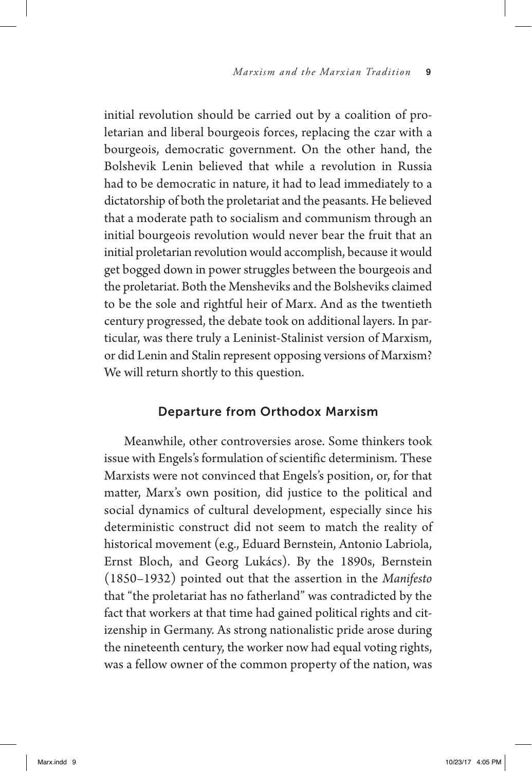initial revolution should be carried out by a coalition of proletarian and liberal bourgeois forces, replacing the czar with a bourgeois, democratic government. On the other hand, the Bolshevik Lenin believed that while a revolution in Russia had to be democratic in nature, it had to lead immediately to a dictatorship of both the proletariat and the peasants. He believed that a moderate path to socialism and communism through an initial bourgeois revolution would never bear the fruit that an initial proletarian revolution would accomplish, because it would get bogged down in power struggles between the bourgeois and the proletariat. Both the Mensheviks and the Bolsheviks claimed to be the sole and rightful heir of Marx. And as the twentieth century progressed, the debate took on additional layers. In particular, was there truly a Leninist-Stalinist version of Marxism, or did Lenin and Stalin represent opposing versions of Marxism? We will return shortly to this question.

## Departure from Orthodox Marxism

Meanwhile, other controversies arose. Some thinkers took issue with Engels's formulation of scientific determinism. These Marxists were not convinced that Engels's position, or, for that matter, Marx's own position, did justice to the political and social dynamics of cultural development, especially since his deterministic construct did not seem to match the reality of historical movement (e.g., Eduard Bernstein, Antonio Labriola, Ernst Bloch, and Georg Lukács). By the 1890s, Bernstein (1850–1932) pointed out that the assertion in the *Manifesto* that "the proletariat has no fatherland" was contradicted by the fact that workers at that time had gained political rights and citizenship in Germany. As strong nationalistic pride arose during the nineteenth century, the worker now had equal voting rights, was a fellow owner of the common property of the nation, was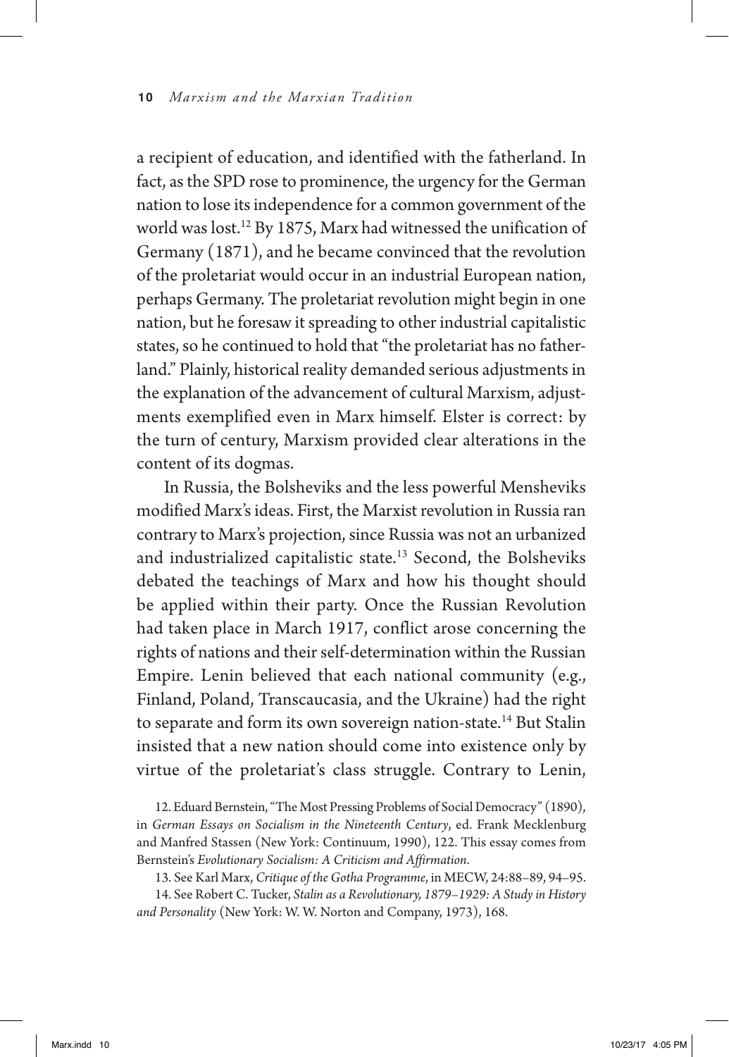a recipient of education, and identified with the fatherland. In fact, as the SPD rose to prominence, the urgency for the German nation to lose its independence for a common government of the world was lost.[12] By 1875, Marx had witnessed the unification of Germany (1871), and he became convinced that the revolution of the proletariat would occur in an industrial European nation, perhaps Germany. The proletariat revolution might begin in one nation, but he foresaw it spreading to other industrial capitalistic states, so he continued to hold that "the proletariat has no fatherland." Plainly, historical reality demanded serious adjustments in the explanation of the advancement of cultural Marxism, adjustments exemplified even in Marx himself. Elster is correct: by the turn of century, Marxism provided clear alterations in the content of its dogmas.

In Russia, the Bolsheviks and the less powerful Mensheviks modified Marx's ideas. First, the Marxist revolution in Russia ran contrary to Marx's projection, since Russia was not an urbanized and industrialized capitalistic state.[13] Second, the Bolsheviks debated the teachings of Marx and how his thought should be applied within their party. Once the Russian Revolution had taken place in March 1917, conflict arose concerning the rights of nations and their self-determination within the Russian Empire. Lenin believed that each national community (e.g., Finland, Poland, Transcaucasia, and the Ukraine) had the right to separate and form its own sovereign nation-state.[14] But Stalin insisted that a new nation should come into existence only by virtue of the proletariat's class struggle. Contrary to Lenin,

12. Eduard Bernstein, "The Most Pressing Problems of Social Democracy" (1890), in *German Essays on Socialism in the Nineteenth Century*, ed. Frank Mecklenburg and Manfred Stassen (New York: Continuum, 1990), 122. This essay comes from Bernstein's *Evolutionary Socialism: A Criticism and Affirmation*.

13. See Karl Marx, *Critique of the Gotha Programme*, in MECW, 24:88–89, 94–95.

14. See Robert C. Tucker, *Stalin as a Revolutionary, 1879–1929: A Study in History and Personality* (New York: W. W. Norton and Company, 1973), 168.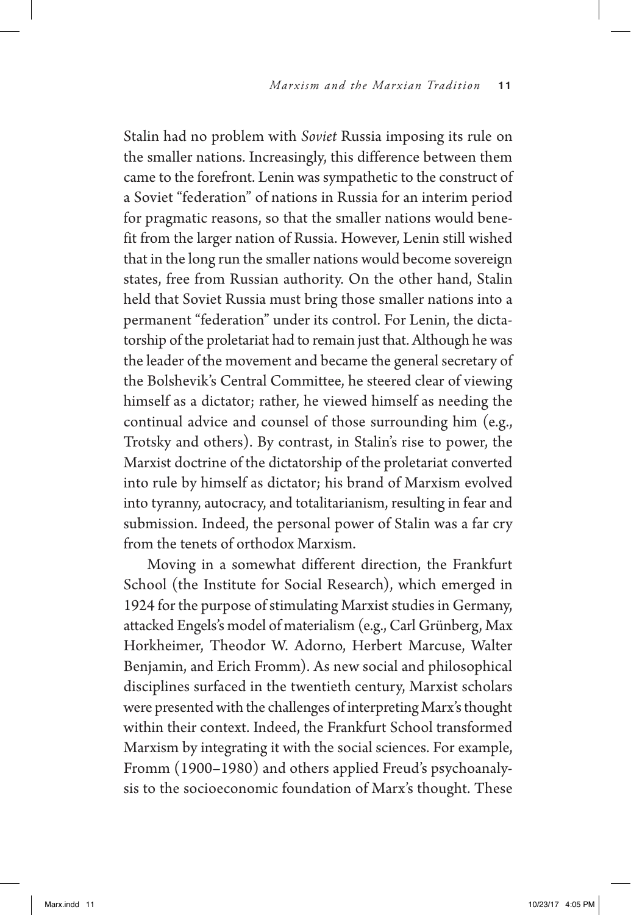Stalin had no problem with *Soviet* Russia imposing its rule on the smaller nations. Increasingly, this difference between them came to the forefront. Lenin was sympathetic to the construct of a Soviet "federation" of nations in Russia for an interim period for pragmatic reasons, so that the smaller nations would benefit from the larger nation of Russia. However, Lenin still wished that in the long run the smaller nations would become sovereign states, free from Russian authority. On the other hand, Stalin held that Soviet Russia must bring those smaller nations into a permanent "federation" under its control. For Lenin, the dictatorship of the proletariat had to remain just that. Although he was the leader of the movement and became the general secretary of the Bolshevik's Central Committee, he steered clear of viewing himself as a dictator; rather, he viewed himself as needing the continual advice and counsel of those surrounding him (e.g., Trotsky and others). By contrast, in Stalin's rise to power, the Marxist doctrine of the dictatorship of the proletariat converted into rule by himself as dictator; his brand of Marxism evolved into tyranny, autocracy, and totalitarianism, resulting in fear and submission. Indeed, the personal power of Stalin was a far cry from the tenets of orthodox Marxism.

Moving in a somewhat different direction, the Frankfurt School (the Institute for Social Research), which emerged in 1924 for the purpose of stimulating Marxist studies in Germany, attacked Engels's model of materialism (e.g., Carl Grünberg, Max Horkheimer, Theodor W. Adorno, Herbert Marcuse, Walter Benjamin, and Erich Fromm). As new social and philosophical disciplines surfaced in the twentieth century, Marxist scholars were presented with the challenges of interpreting Marx's thought within their context. Indeed, the Frankfurt School transformed Marxism by integrating it with the social sciences. For example, Fromm (1900–1980) and others applied Freud's psychoanalysis to the socioeconomic foundation of Marx's thought. These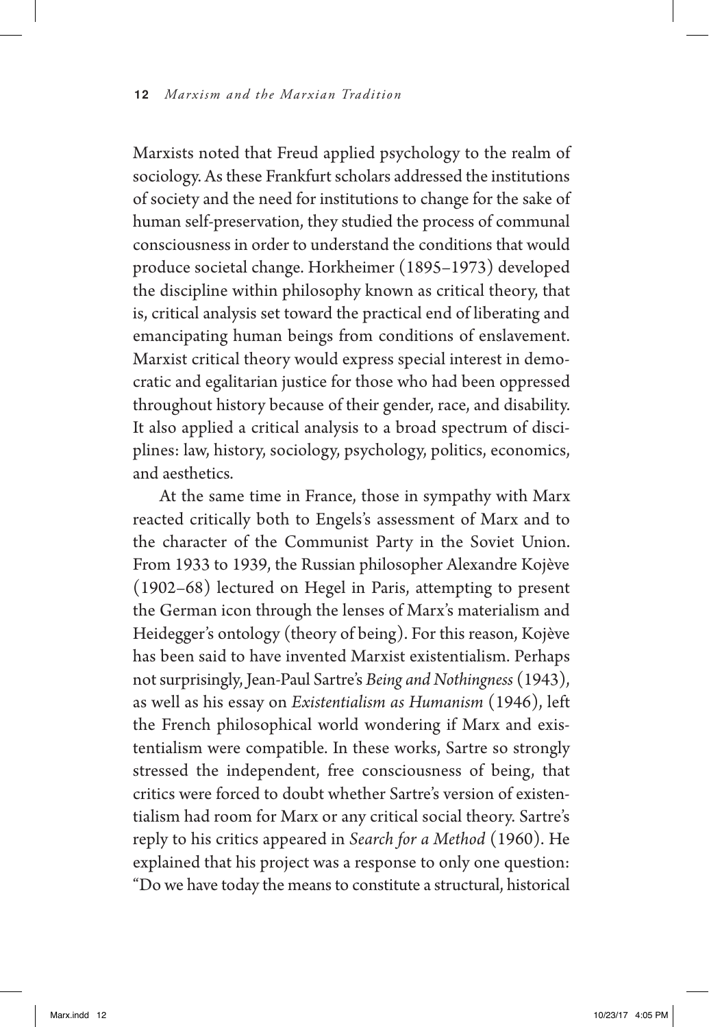Marxists noted that Freud applied psychology to the realm of sociology. As these Frankfurt scholars addressed the institutions of society and the need for institutions to change for the sake of human self-preservation, they studied the process of communal consciousness in order to understand the conditions that would produce societal change. Horkheimer (1895–1973) developed the discipline within philosophy known as critical theory, that is, critical analysis set toward the practical end of liberating and emancipating human beings from conditions of enslavement. Marxist critical theory would express special interest in democratic and egalitarian justice for those who had been oppressed throughout history because of their gender, race, and disability. It also applied a critical analysis to a broad spectrum of disciplines: law, history, sociology, psychology, politics, economics, and aesthetics.

At the same time in France, those in sympathy with Marx reacted critically both to Engels's assessment of Marx and to the character of the Communist Party in the Soviet Union. From 1933 to 1939, the Russian philosopher Alexandre Kojève (1902–68) lectured on Hegel in Paris, attempting to present the German icon through the lenses of Marx's materialism and Heidegger's ontology (theory of being). For this reason, Kojève has been said to have invented Marxist existentialism. Perhaps not surprisingly, Jean-Paul Sartre's *Being and Nothingness* (1943), as well as his essay on *Existentialism as Humanism* (1946), left the French philosophical world wondering if Marx and existentialism were compatible. In these works, Sartre so strongly stressed the independent, free consciousness of being, that critics were forced to doubt whether Sartre's version of existentialism had room for Marx or any critical social theory. Sartre's reply to his critics appeared in *Search for a Method* (1960). He explained that his project was a response to only one question: "Do we have today the means to constitute a structural, historical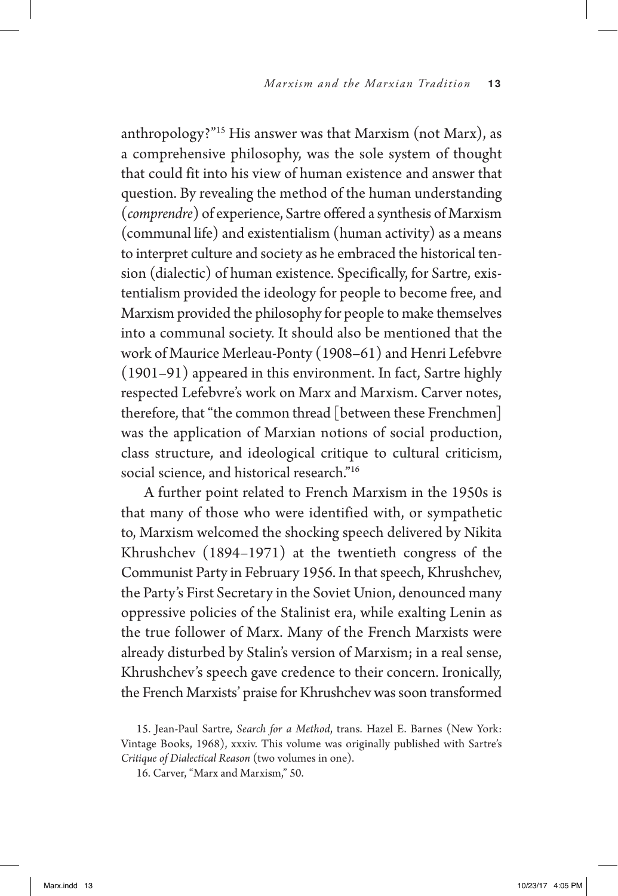anthropology?"[15] His answer was that Marxism (not Marx), as a comprehensive philosophy, was the sole system of thought that could fit into his view of human existence and answer that question. By revealing the method of the human understanding (*comprendre*) of experience, Sartre offered a synthesis of Marxism (communal life) and existentialism (human activity) as a means to interpret culture and society as he embraced the historical tension (dialectic) of human existence. Specifically, for Sartre, existentialism provided the ideology for people to become free, and Marxism provided the philosophy for people to make themselves into a communal society. It should also be mentioned that the work of Maurice Merleau-Ponty (1908–61) and Henri Lefebvre (1901–91) appeared in this environment. In fact, Sartre highly respected Lefebvre's work on Marx and Marxism. Carver notes, therefore, that "the common thread [between these Frenchmen] was the application of Marxian notions of social production, class structure, and ideological critique to cultural criticism, social science, and historical research."[16]

A further point related to French Marxism in the 1950s is that many of those who were identified with, or sympathetic to, Marxism welcomed the shocking speech delivered by Nikita Khrushchev (1894–1971) at the twentieth congress of the Communist Party in February 1956. In that speech, Khrushchev, the Party's First Secretary in the Soviet Union, denounced many oppressive policies of the Stalinist era, while exalting Lenin as the true follower of Marx. Many of the French Marxists were already disturbed by Stalin's version of Marxism; in a real sense, Khrushchev's speech gave credence to their concern. Ironically, the French Marxists' praise for Khrushchev was soon transformed

15. Jean-Paul Sartre, *Search for a Method*, trans. Hazel E. Barnes (New York: Vintage Books, 1968), xxxiv. This volume was originally published with Sartre's *Critique of Dialectical Reason* (two volumes in one).

16. Carver, "Marx and Marxism," 50.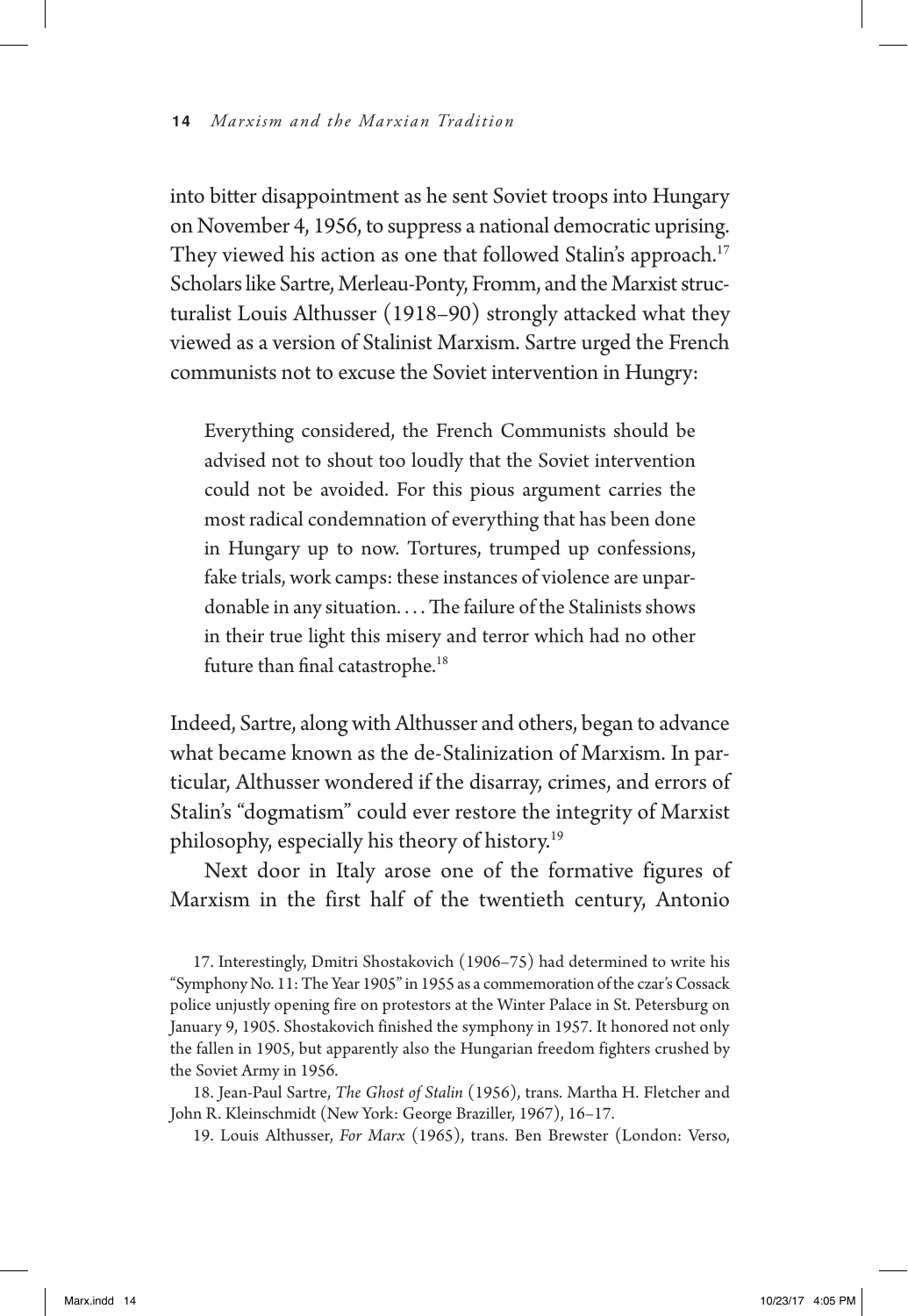into bitter disappointment as he sent Soviet troops into Hungary on November 4, 1956, to suppress a national democratic uprising. They viewed his action as one that followed Stalin's approach.[17] Scholars like Sartre, Merleau-Ponty, Fromm, and the Marxist structuralist Louis Althusser (1918–90) strongly attacked what they viewed as a version of Stalinist Marxism. Sartre urged the French communists not to excuse the Soviet intervention in Hungry:

> Everything considered, the French Communists should be advised not to shout too loudly that the Soviet intervention could not be avoided. For this pious argument carries the most radical condemnation of everything that has been done in Hungary up to now. Tortures, trumped up confessions, fake trials, work camps: these instances of violence are unpardonable in any situation. . . . The failure of the Stalinists shows in their true light this misery and terror which had no other future than final catastrophe.[18]

Indeed, Sartre, along with Althusser and others, began to advance what became known as the de-Stalinization of Marxism. In particular, Althusser wondered if the disarray, crimes, and errors of Stalin's "dogmatism" could ever restore the integrity of Marxist philosophy, especially his theory of history.[19]

Next door in Italy arose one of the formative figures of Marxism in the first half of the twentieth century, Antonio

17. Interestingly, Dmitri Shostakovich (1906–75) had determined to write his "Symphony No. 11: The Year 1905" in 1955 as a commemoration of the czar's Cossack police unjustly opening fire on protestors at the Winter Palace in St. Petersburg on January 9, 1905. Shostakovich finished the symphony in 1957. It honored not only the fallen in 1905, but apparently also the Hungarian freedom fighters crushed by the Soviet Army in 1956.

18. Jean-Paul Sartre, *The Ghost of Stalin* (1956), trans. Martha H. Fletcher and John R. Kleinschmidt (New York: George Braziller, 1967), 16–17.

19. Louis Althusser, *For Marx* (1965), trans. Ben Brewster (London: Verso,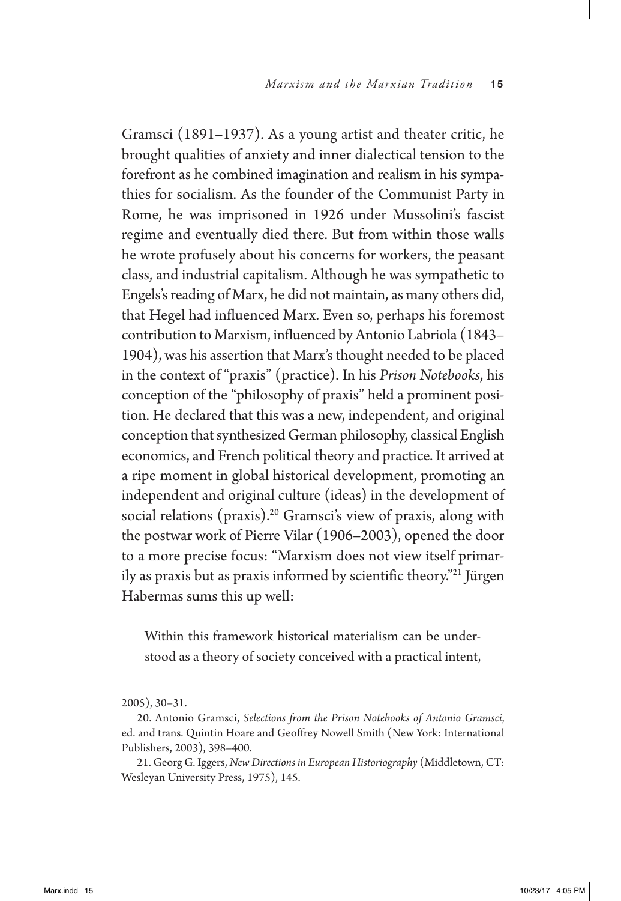Gramsci (1891–1937). As a young artist and theater critic, he brought qualities of anxiety and inner dialectical tension to the forefront as he combined imagination and realism in his sympathies for socialism. As the founder of the Communist Party in Rome, he was imprisoned in 1926 under Mussolini's fascist regime and eventually died there. But from within those walls he wrote profusely about his concerns for workers, the peasant class, and industrial capitalism. Although he was sympathetic to Engels's reading of Marx, he did not maintain, as many others did, that Hegel had influenced Marx. Even so, perhaps his foremost contribution to Marxism, influenced by Antonio Labriola (1843–1904), was his assertion that Marx's thought needed to be placed in the context of "praxis" (practice). In his *Prison Notebooks*, his conception of the "philosophy of praxis" held a prominent position. He declared that this was a new, independent, and original conception that synthesized German philosophy, classical English economics, and French political theory and practice. It arrived at a ripe moment in global historical development, promoting an independent and original culture (ideas) in the development of social relations (praxis).[20] Gramsci's view of praxis, along with the postwar work of Pierre Vilar (1906–2003), opened the door to a more precise focus: "Marxism does not view itself primarily as praxis but as praxis informed by scientific theory."[21] Jürgen Habermas sums this up well:

> Within this framework historical materialism can be understood as a theory of society conceived with a practical intent,

2005), 30–31.

20. Antonio Gramsci, *Selections from the Prison Notebooks of Antonio Gramsci*, ed. and trans. Quintin Hoare and Geoffrey Nowell Smith (New York: International Publishers, 2003), 398–400.

21. Georg G. Iggers, *New Directions in European Historiography* (Middletown, CT: Wesleyan University Press, 1975), 145.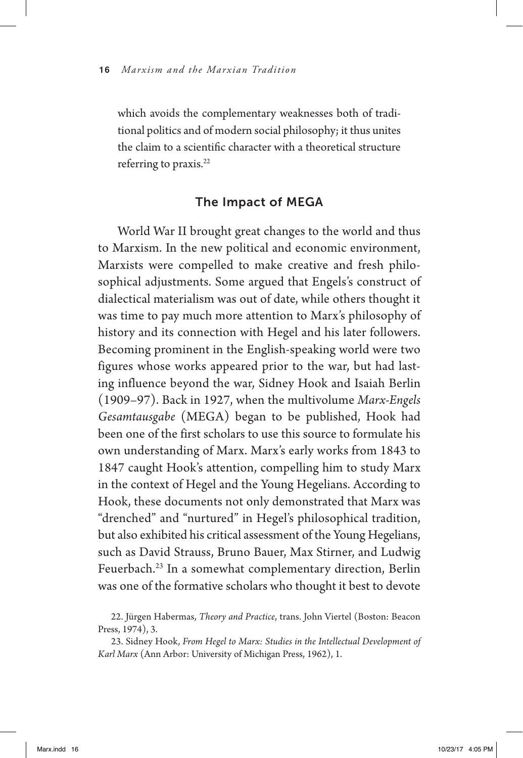which avoids the complementary weaknesses both of traditional politics and of modern social philosophy; it thus unites the claim to a scientific character with a theoretical structure referring to praxis.[22]

## The Impact of MEGA

World War II brought great changes to the world and thus to Marxism. In the new political and economic environment, Marxists were compelled to make creative and fresh philosophical adjustments. Some argued that Engels's construct of dialectical materialism was out of date, while others thought it was time to pay much more attention to Marx's philosophy of history and its connection with Hegel and his later followers. Becoming prominent in the English-speaking world were two figures whose works appeared prior to the war, but had lasting influence beyond the war, Sidney Hook and Isaiah Berlin (1909–97). Back in 1927, when the multivolume *Marx-Engels Gesamtausgabe* (MEGA) began to be published, Hook had been one of the first scholars to use this source to formulate his own understanding of Marx. Marx's early works from 1843 to 1847 caught Hook's attention, compelling him to study Marx in the context of Hegel and the Young Hegelians. According to Hook, these documents not only demonstrated that Marx was "drenched" and "nurtured" in Hegel's philosophical tradition, but also exhibited his critical assessment of the Young Hegelians, such as David Strauss, Bruno Bauer, Max Stirner, and Ludwig Feuerbach.[23] In a somewhat complementary direction, Berlin was one of the formative scholars who thought it best to devote

22. Jürgen Habermas, *Theory and Practice*, trans. John Viertel (Boston: Beacon Press, 1974), 3.

23. Sidney Hook, *From Hegel to Marx: Studies in the Intellectual Development of Karl Marx* (Ann Arbor: University of Michigan Press, 1962), 1.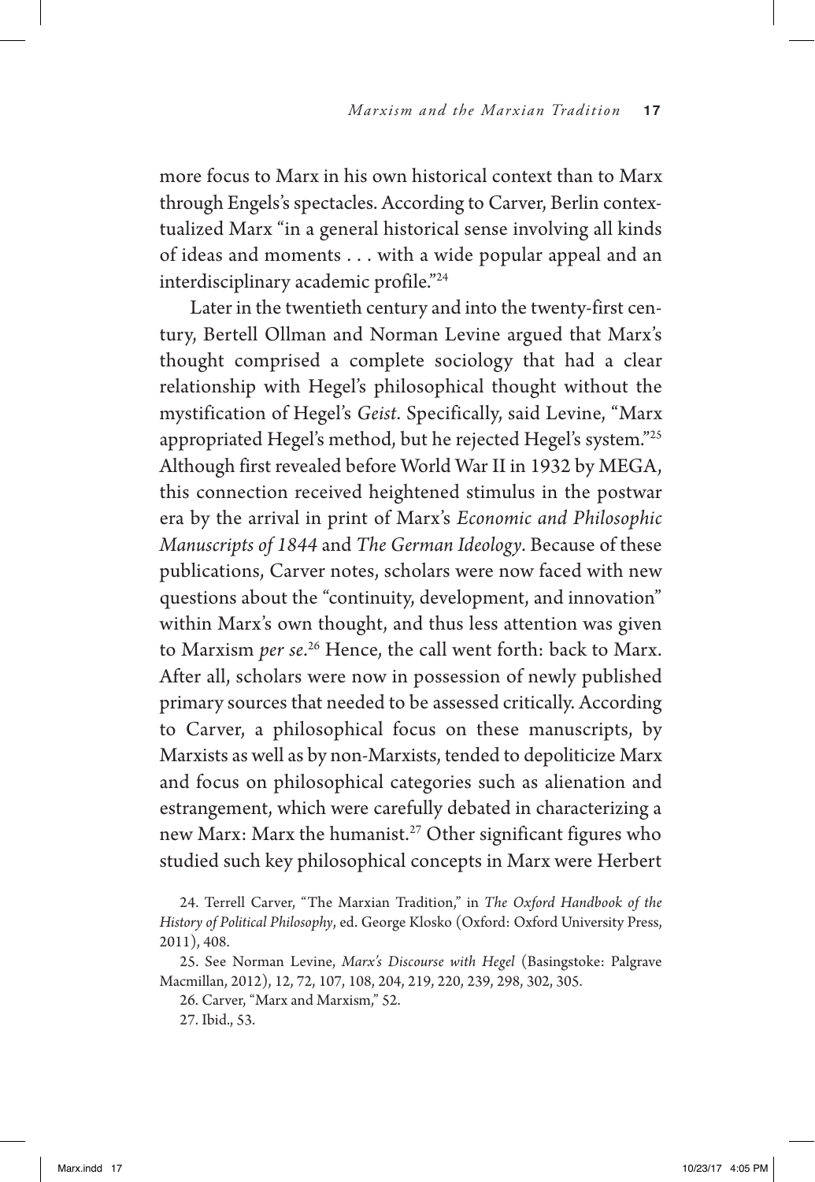more focus to Marx in his own historical context than to Marx through Engels's spectacles. According to Carver, Berlin contextualized Marx "in a general historical sense involving all kinds of ideas and moments . . . with a wide popular appeal and an interdisciplinary academic profile."[24]

Later in the twentieth century and into the twenty-first century, Bertell Ollman and Norman Levine argued that Marx's thought comprised a complete sociology that had a clear relationship with Hegel's philosophical thought without the mystification of Hegel's *Geist*. Specifically, said Levine, "Marx appropriated Hegel's method, but he rejected Hegel's system."[25] Although first revealed before World War II in 1932 by MEGA, this connection received heightened stimulus in the postwar era by the arrival in print of Marx's *Economic and Philosophic Manuscripts of 1844* and *The German Ideology*. Because of these publications, Carver notes, scholars were now faced with new questions about the "continuity, development, and innovation" within Marx's own thought, and thus less attention was given to Marxism *per se*.[26] Hence, the call went forth: back to Marx. After all, scholars were now in possession of newly published primary sources that needed to be assessed critically. According to Carver, a philosophical focus on these manuscripts, by Marxists as well as by non-Marxists, tended to depoliticize Marx and focus on philosophical categories such as alienation and estrangement, which were carefully debated in characterizing a new Marx: Marx the humanist.[27] Other significant figures who studied such key philosophical concepts in Marx were Herbert

24. Terrell Carver, "The Marxian Tradition," in *The Oxford Handbook of the History of Political Philosophy*, ed. George Klosko (Oxford: Oxford University Press, 2011), 408.

25. See Norman Levine, *Marx's Discourse with Hegel* (Basingstoke: Palgrave Macmillan, 2012), 12, 72, 107, 108, 204, 219, 220, 239, 298, 302, 305.

26. Carver, "Marx and Marxism," 52.

27. Ibid., 53.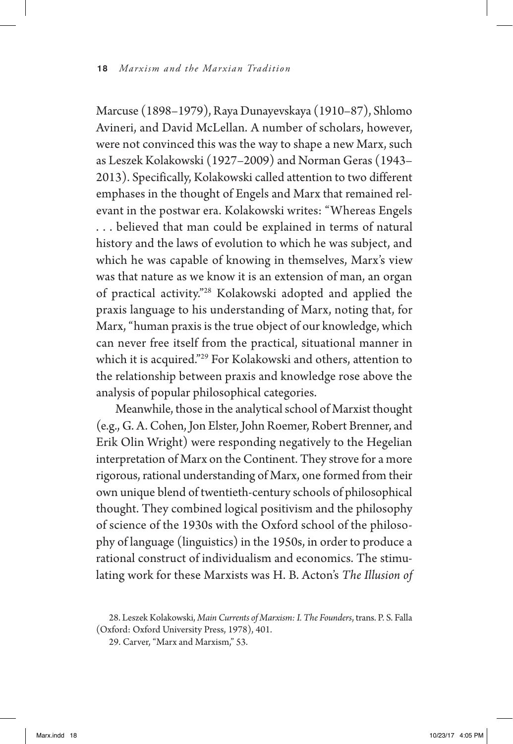Marcuse (1898–1979), Raya Dunayevskaya (1910–87), Shlomo Avineri, and David McLellan. A number of scholars, however, were not convinced this was the way to shape a new Marx, such as Leszek Kolakowski (1927–2009) and Norman Geras (1943–2013). Specifically, Kolakowski called attention to two different emphases in the thought of Engels and Marx that remained relevant in the postwar era. Kolakowski writes: "Whereas Engels . . . believed that man could be explained in terms of natural history and the laws of evolution to which he was subject, and which he was capable of knowing in themselves, Marx's view was that nature as we know it is an extension of man, an organ of practical activity."[28] Kolakowski adopted and applied the praxis language to his understanding of Marx, noting that, for Marx, "human praxis is the true object of our knowledge, which can never free itself from the practical, situational manner in which it is acquired."[29] For Kolakowski and others, attention to the relationship between praxis and knowledge rose above the analysis of popular philosophical categories.

Meanwhile, those in the analytical school of Marxist thought (e.g., G. A. Cohen, Jon Elster, John Roemer, Robert Brenner, and Erik Olin Wright) were responding negatively to the Hegelian interpretation of Marx on the Continent. They strove for a more rigorous, rational understanding of Marx, one formed from their own unique blend of twentieth-century schools of philosophical thought. They combined logical positivism and the philosophy of science of the 1930s with the Oxford school of the philosophy of language (linguistics) in the 1950s, in order to produce a rational construct of individualism and economics. The stimulating work for these Marxists was H. B. Acton's *The Illusion of*

28. Leszek Kolakowski, *Main Currents of Marxism: I. The Founders*, trans. P. S. Falla (Oxford: Oxford University Press, 1978), 401.

29. Carver, "Marx and Marxism," 53.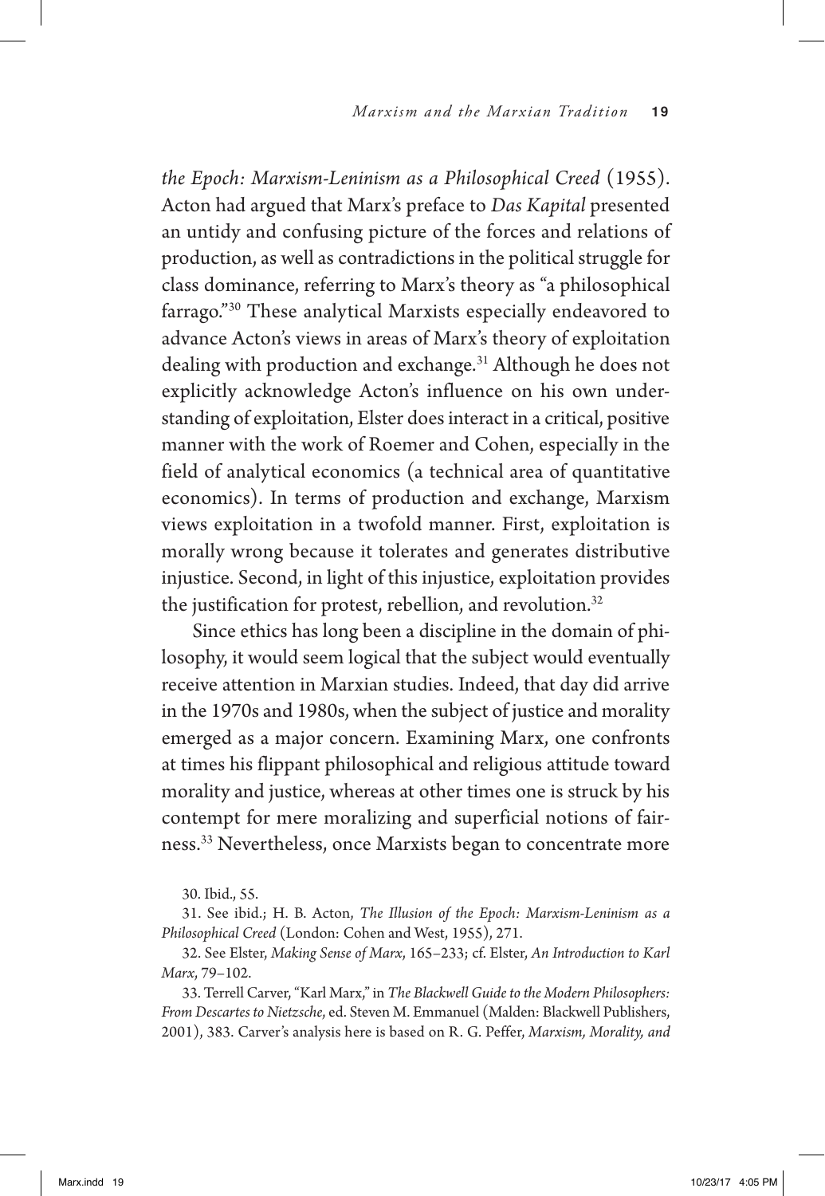*the Epoch: Marxism-Leninism as a Philosophical Creed* (1955). Acton had argued that Marx's preface to *Das Kapital* presented an untidy and confusing picture of the forces and relations of production, as well as contradictions in the political struggle for class dominance, referring to Marx's theory as "a philosophical farrago."[30] These analytical Marxists especially endeavored to advance Acton's views in areas of Marx's theory of exploitation dealing with production and exchange.[31] Although he does not explicitly acknowledge Acton's influence on his own understanding of exploitation, Elster does interact in a critical, positive manner with the work of Roemer and Cohen, especially in the field of analytical economics (a technical area of quantitative economics). In terms of production and exchange, Marxism views exploitation in a twofold manner. First, exploitation is morally wrong because it tolerates and generates distributive injustice. Second, in light of this injustice, exploitation provides the justification for protest, rebellion, and revolution.[32]

Since ethics has long been a discipline in the domain of philosophy, it would seem logical that the subject would eventually receive attention in Marxian studies. Indeed, that day did arrive in the 1970s and 1980s, when the subject of justice and morality emerged as a major concern. Examining Marx, one confronts at times his flippant philosophical and religious attitude toward morality and justice, whereas at other times one is struck by his contempt for mere moralizing and superficial notions of fairness.[33] Nevertheless, once Marxists began to concentrate more

30. Ibid., 55.

31. See ibid.; H. B. Acton, *The Illusion of the Epoch: Marxism-Leninism as a Philosophical Creed* (London: Cohen and West, 1955), 271.

32. See Elster, *Making Sense of Marx*, 165–233; cf. Elster, *An Introduction to Karl Marx*, 79–102.

33. Terrell Carver, "Karl Marx," in *The Blackwell Guide to the Modern Philosophers: From Descartes to Nietzsche*, ed. Steven M. Emmanuel (Malden: Blackwell Publishers, 2001), 383. Carver's analysis here is based on R. G. Peffer, *Marxism, Morality, and*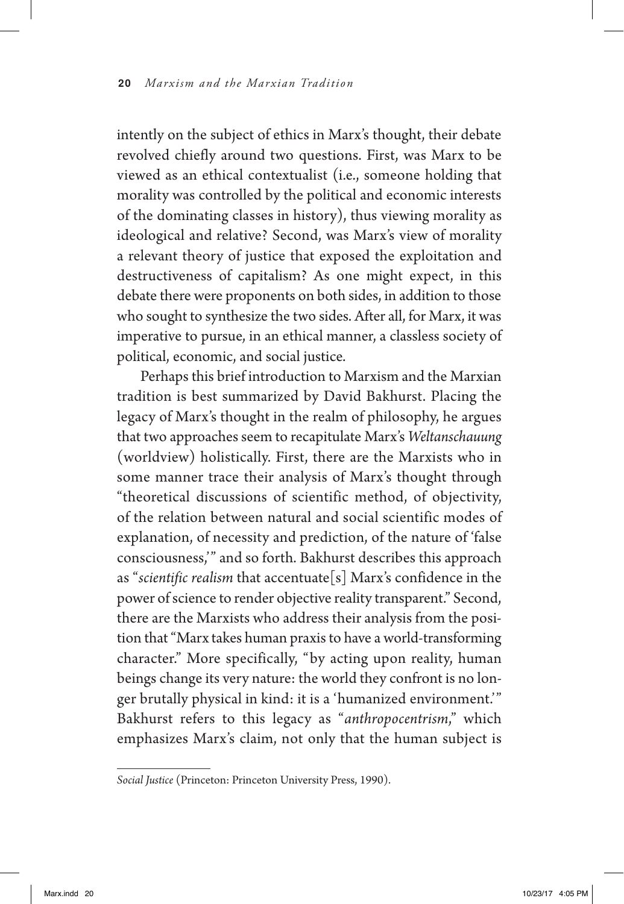intently on the subject of ethics in Marx's thought, their debate revolved chiefly around two questions. First, was Marx to be viewed as an ethical contextualist (i.e., someone holding that morality was controlled by the political and economic interests of the dominating classes in history), thus viewing morality as ideological and relative? Second, was Marx's view of morality a relevant theory of justice that exposed the exploitation and destructiveness of capitalism? As one might expect, in this debate there were proponents on both sides, in addition to those who sought to synthesize the two sides. After all, for Marx, it was imperative to pursue, in an ethical manner, a classless society of political, economic, and social justice.

Perhaps this brief introduction to Marxism and the Marxian tradition is best summarized by David Bakhurst. Placing the legacy of Marx's thought in the realm of philosophy, he argues that two approaches seem to recapitulate Marx's *Weltanschauung* (worldview) holistically. First, there are the Marxists who in some manner trace their analysis of Marx's thought through "theoretical discussions of scientific method, of objectivity, of the relation between natural and social scientific modes of explanation, of necessity and prediction, of the nature of 'false consciousness,'" and so forth. Bakhurst describes this approach as "*scientific realism* that accentuate[s] Marx's confidence in the power of science to render objective reality transparent." Second, there are the Marxists who address their analysis from the position that "Marx takes human praxis to have a world-transforming character." More specifically, "by acting upon reality, human beings change its very nature: the world they confront is no longer brutally physical in kind: it is a 'humanized environment.'" Bakhurst refers to this legacy as "*anthropocentrism*," which emphasizes Marx's claim, not only that the human subject is

---

*Social Justice* (Princeton: Princeton University Press, 1990).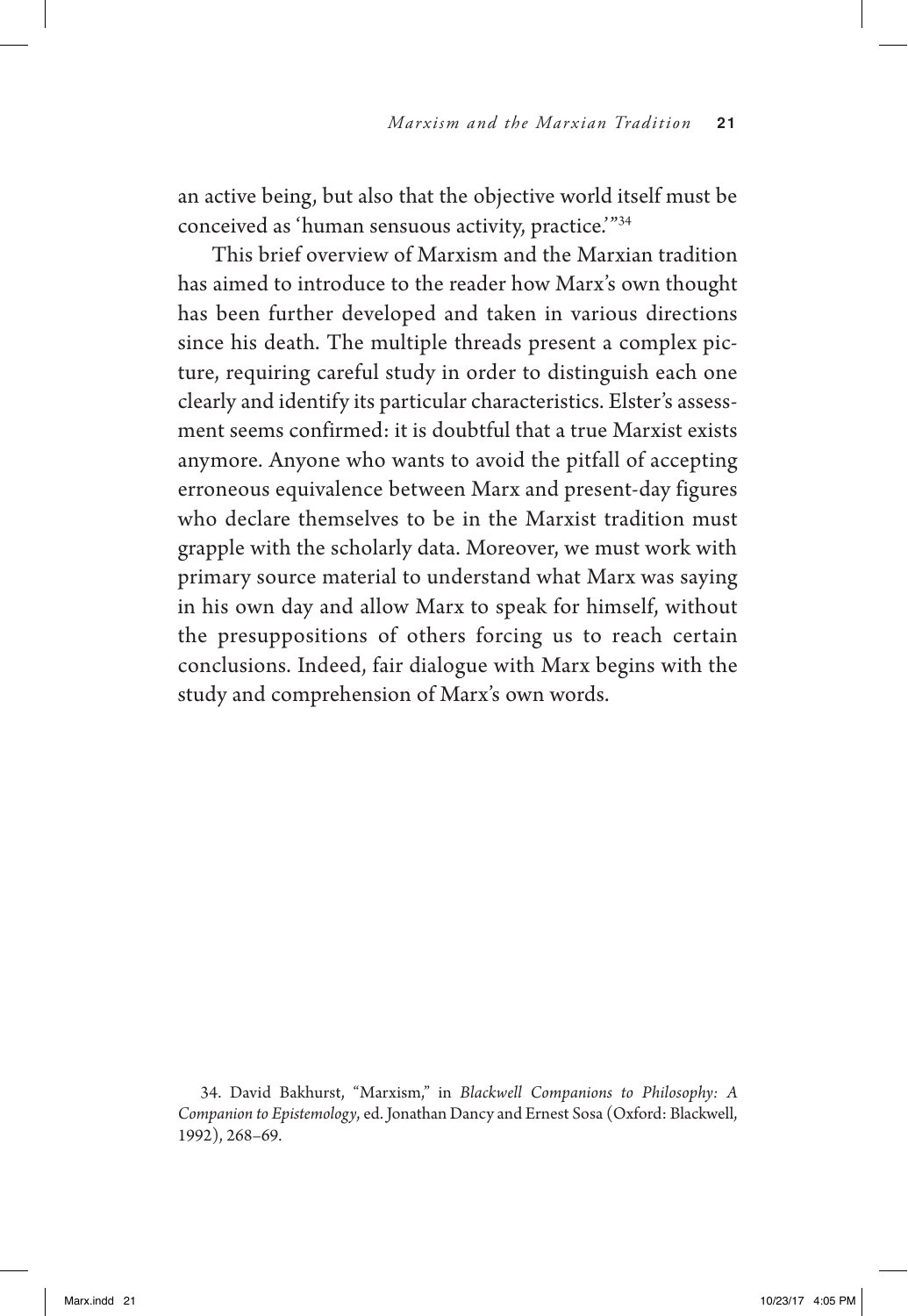an active being, but also that the objective world itself must be conceived as 'human sensuous activity, practice.'"[34]

This brief overview of Marxism and the Marxian tradition has aimed to introduce to the reader how Marx's own thought has been further developed and taken in various directions since his death. The multiple threads present a complex picture, requiring careful study in order to distinguish each one clearly and identify its particular characteristics. Elster's assessment seems confirmed: it is doubtful that a true Marxist exists anymore. Anyone who wants to avoid the pitfall of accepting erroneous equivalence between Marx and present-day figures who declare themselves to be in the Marxist tradition must grapple with the scholarly data. Moreover, we must work with primary source material to understand what Marx was saying in his own day and allow Marx to speak for himself, without the presuppositions of others forcing us to reach certain conclusions. Indeed, fair dialogue with Marx begins with the study and comprehension of Marx's own words.

34. David Bakhurst, "Marxism," in *Blackwell Companions to Philosophy: A Companion to Epistemology*, ed. Jonathan Dancy and Ernest Sosa (Oxford: Blackwell, 1992), 268–69.